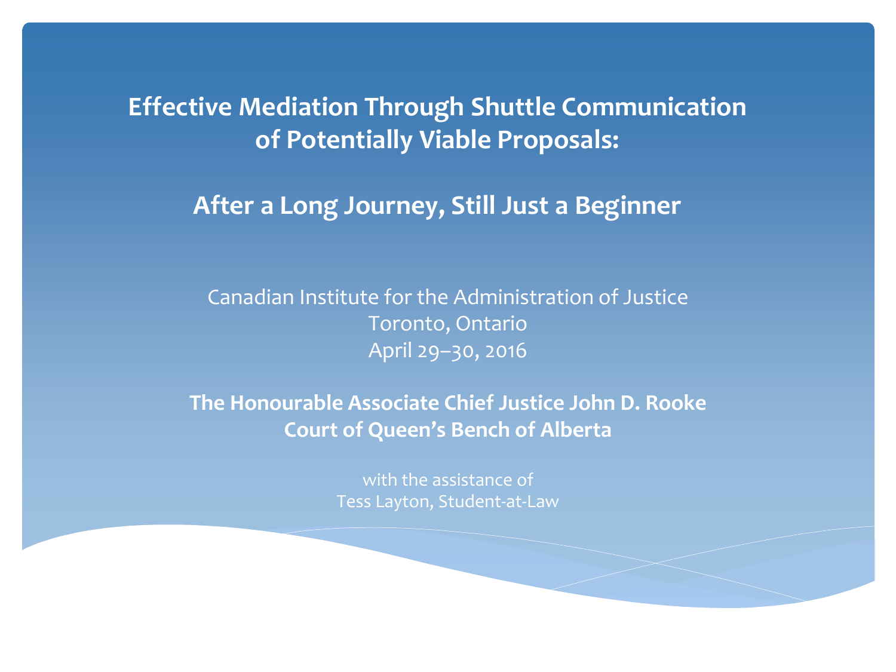# Effective Mediation Through Shuttle Communication of Potentially Viable Proposals:

## After a Long Journey, Still Just a Beginner

Canadian Institute for the Administration of Justice
Toronto, Ontario
April 29–30, 2016

**The Honourable Associate Chief Justice John D. Rooke**
**Court of Queen's Bench of Alberta**

with the assistance of
Tess Layton, Student-at-Law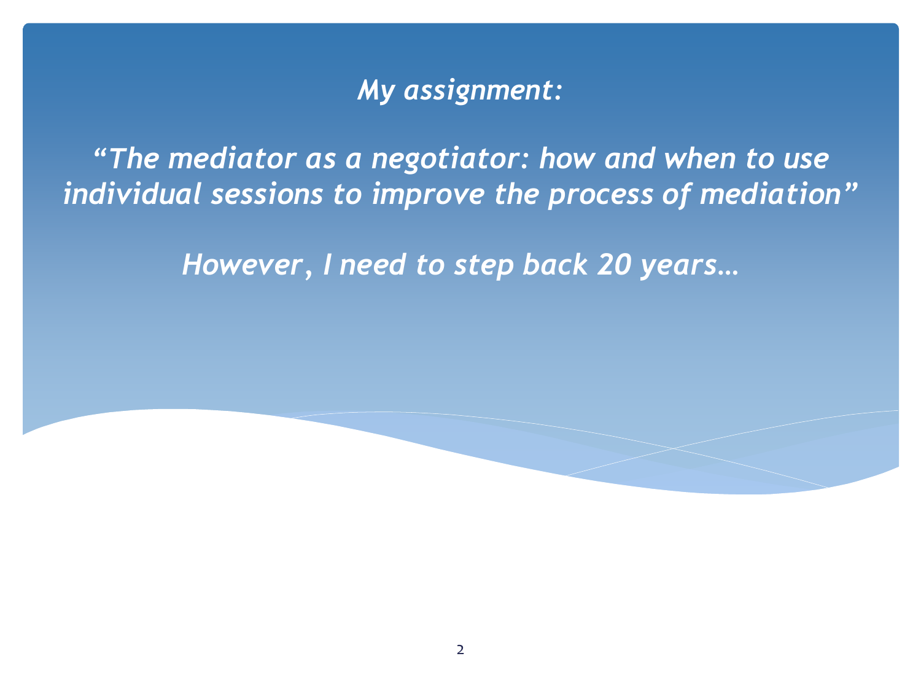*My assignment:*

*“The mediator as a negotiator: how and when to use individual sessions to improve the process of mediation”*

*However, I need to step back 20 years…*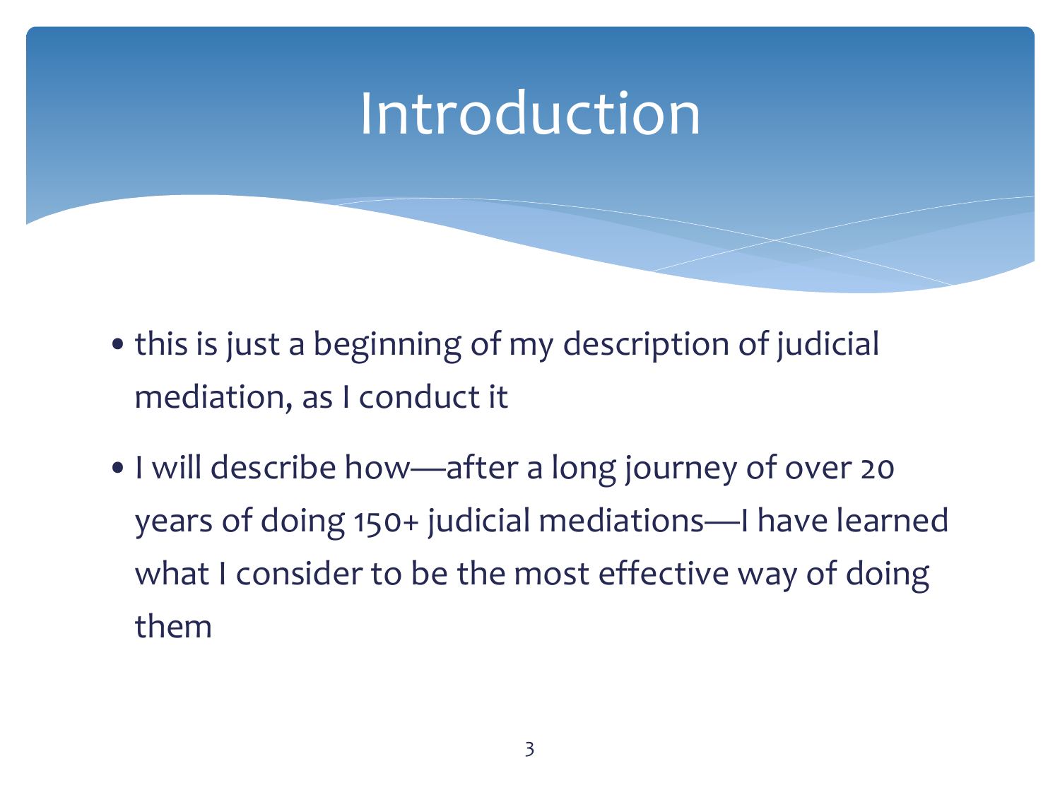# Introduction

- this is just a beginning of my description of judicial mediation, as I conduct it
- I will describe how—after a long journey of over 20 years of doing 150+ judicial mediations—I have learned what I consider to be the most effective way of doing them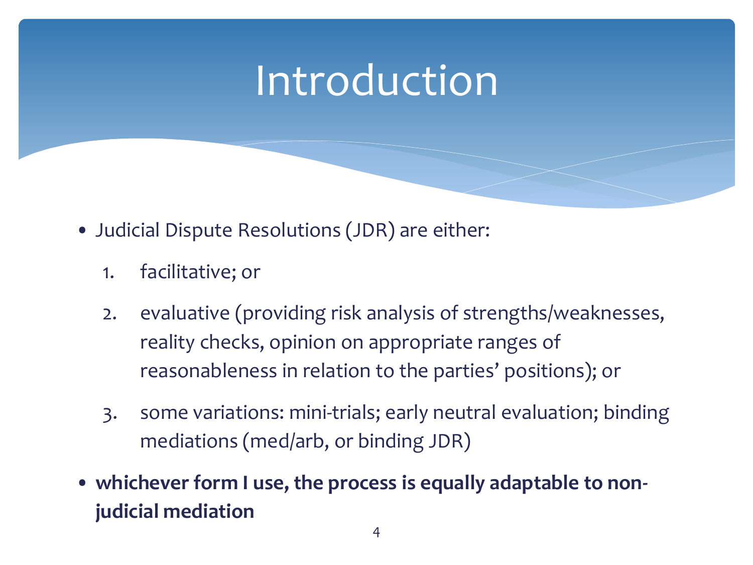# Introduction

- Judicial Dispute Resolutions (JDR) are either:
  1. facilitative; or
  2. evaluative (providing risk analysis of strengths/weaknesses, reality checks, opinion on appropriate ranges of reasonableness in relation to the parties' positions); or
  3. some variations: mini-trials; early neutral evaluation; binding mediations (med/arb, or binding JDR)
- **whichever form I use, the process is equally adaptable to non-judicial mediation**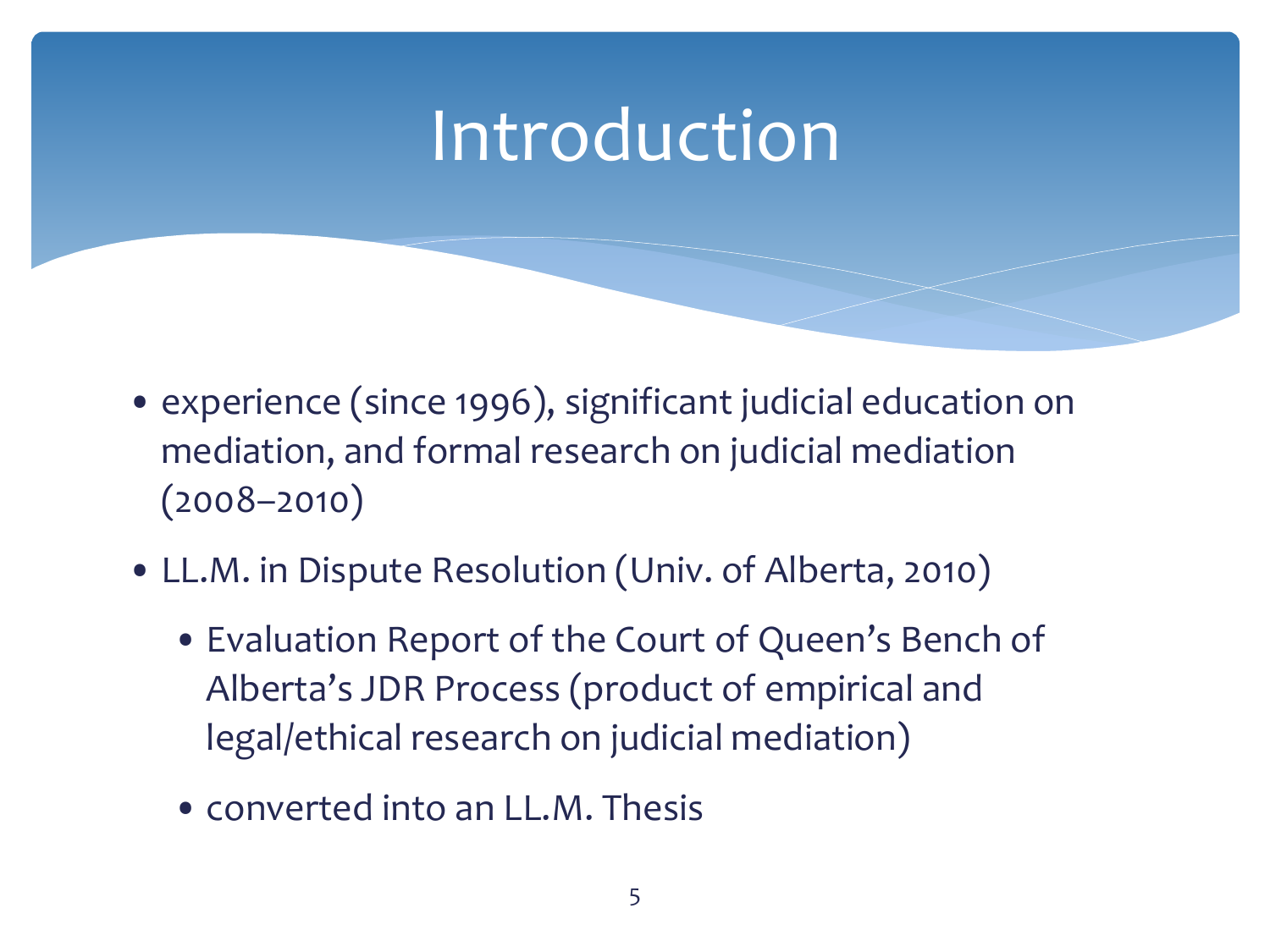# Introduction

- experience (since 1996), significant judicial education on mediation, and formal research on judicial mediation (2008–2010)
- LL.M. in Dispute Resolution (Univ. of Alberta, 2010)
  - Evaluation Report of the Court of Queen's Bench of Alberta's JDR Process (product of empirical and legal/ethical research on judicial mediation)
  - converted into an LL.M. Thesis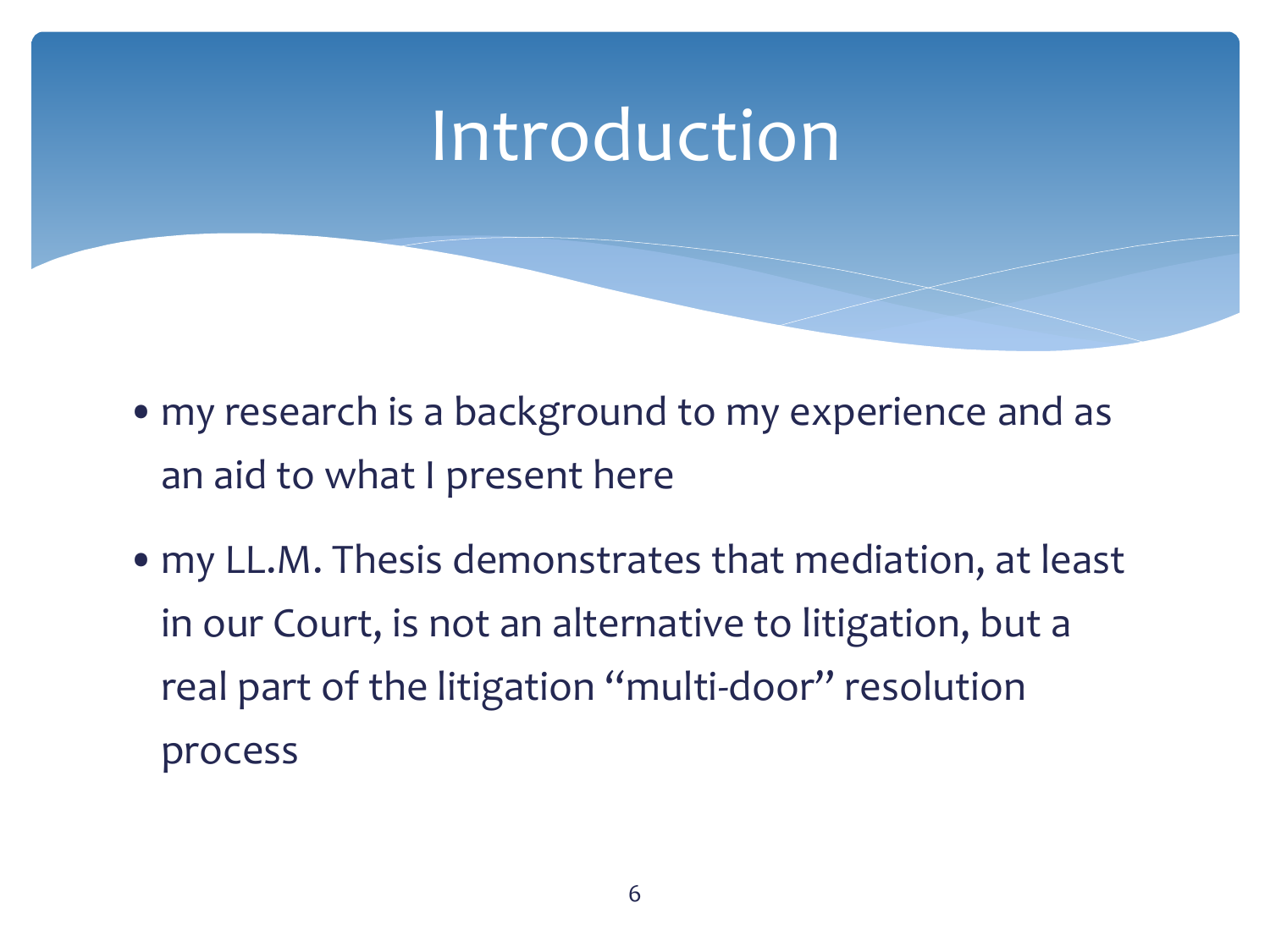# Introduction

- my research is a background to my experience and as an aid to what I present here
- my LL.M. Thesis demonstrates that mediation, at least in our Court, is not an alternative to litigation, but a real part of the litigation "multi-door" resolution process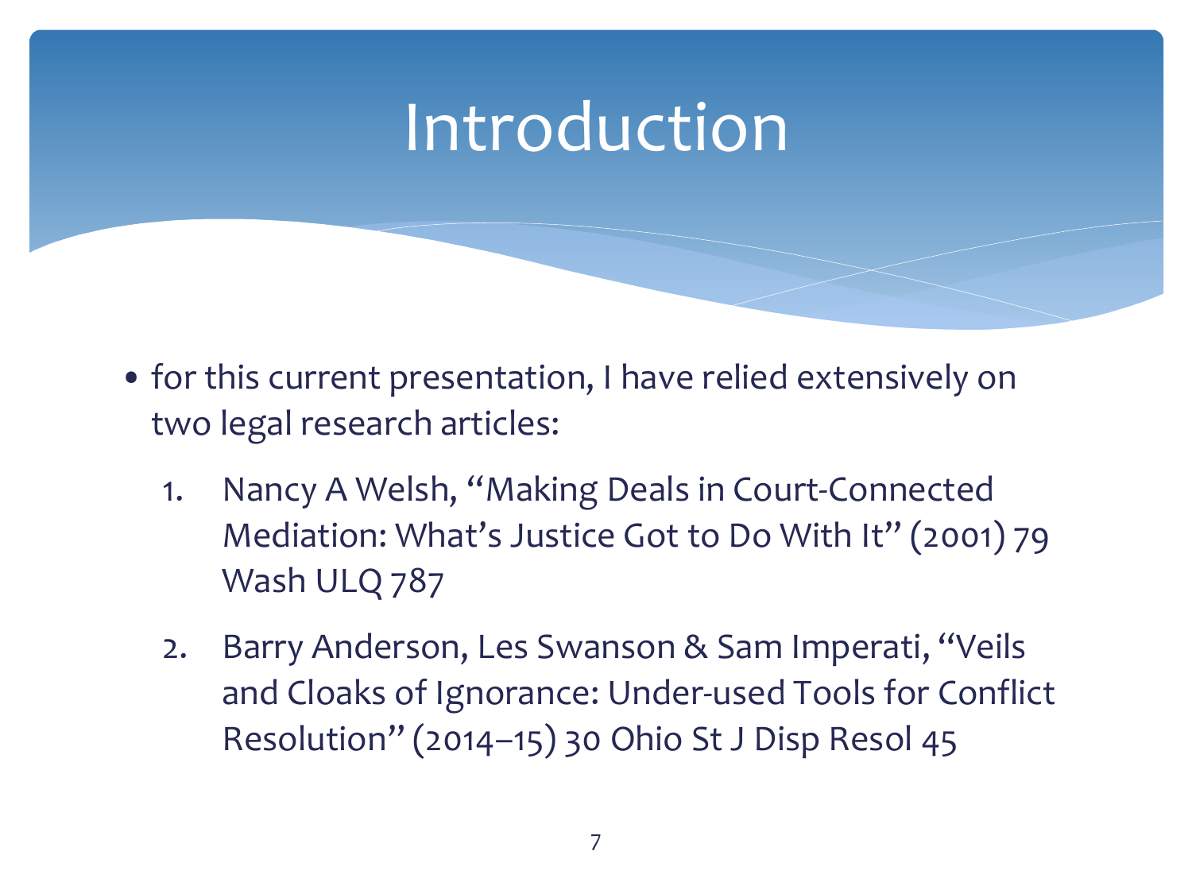# Introduction

- for this current presentation, I have relied extensively on two legal research articles:
    1. Nancy A Welsh, "Making Deals in Court-Connected Mediation: What's Justice Got to Do With It" (2001) 79 Wash ULQ 787
    2. Barry Anderson, Les Swanson & Sam Imperati, "Veils and Cloaks of Ignorance: Under-used Tools for Conflict Resolution" (2014–15) 30 Ohio St J Disp Resol 45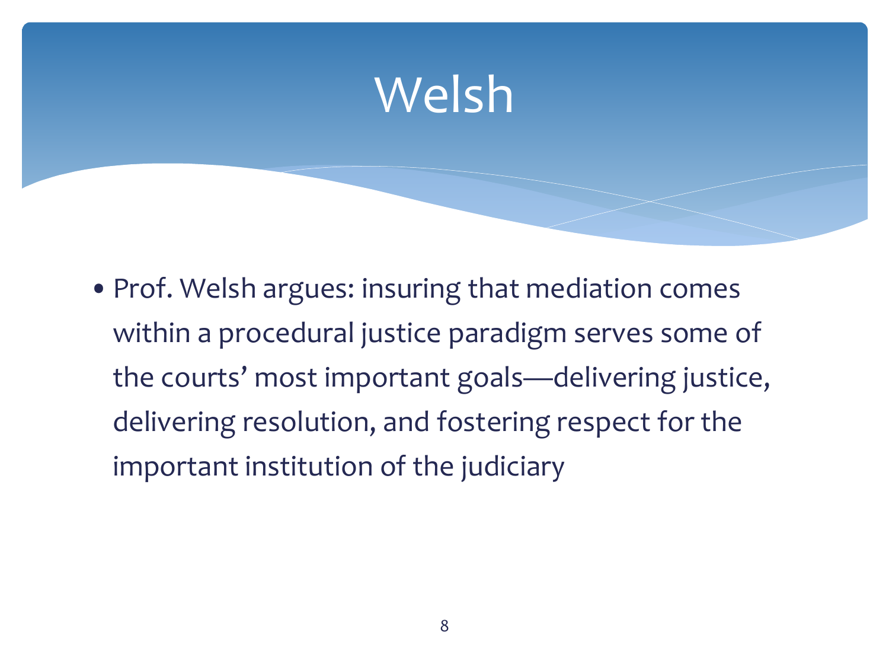# Welsh

- Prof. Welsh argues: insuring that mediation comes within a procedural justice paradigm serves some of the courts' most important goals—delivering justice, delivering resolution, and fostering respect for the important institution of the judiciary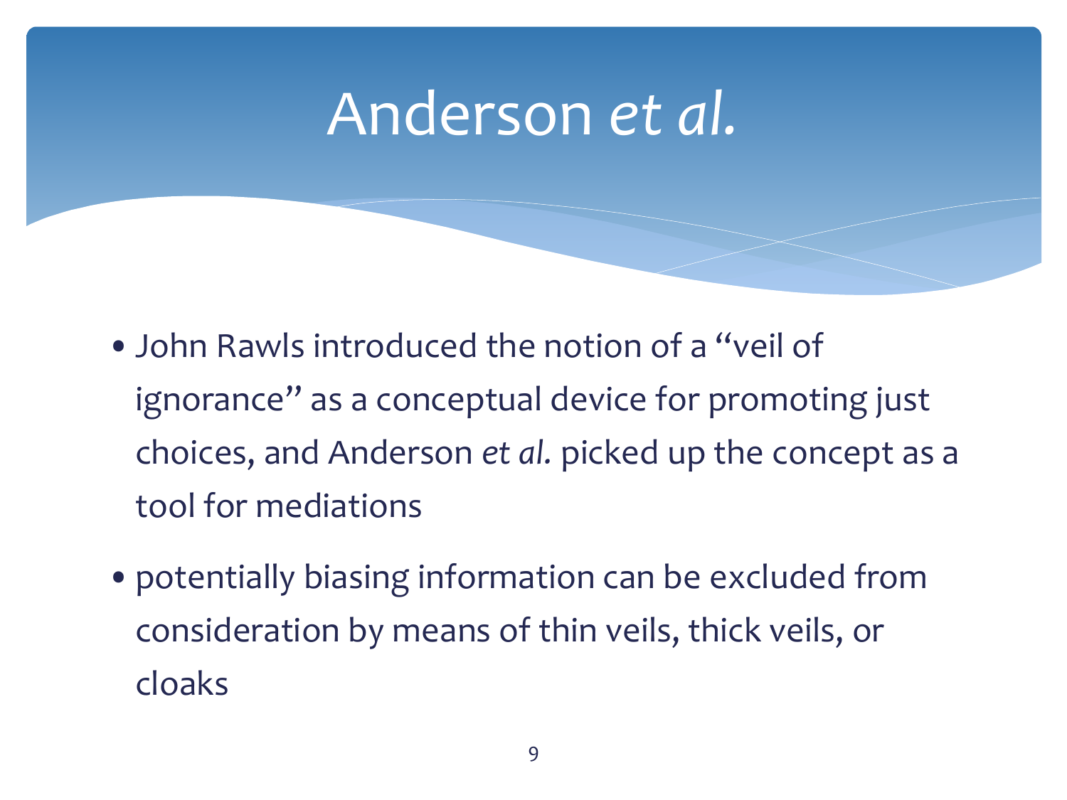# Anderson *et al.*

- John Rawls introduced the notion of a "veil of ignorance" as a conceptual device for promoting just choices, and Anderson *et al.* picked up the concept as a tool for mediations
- potentially biasing information can be excluded from consideration by means of thin veils, thick veils, or cloaks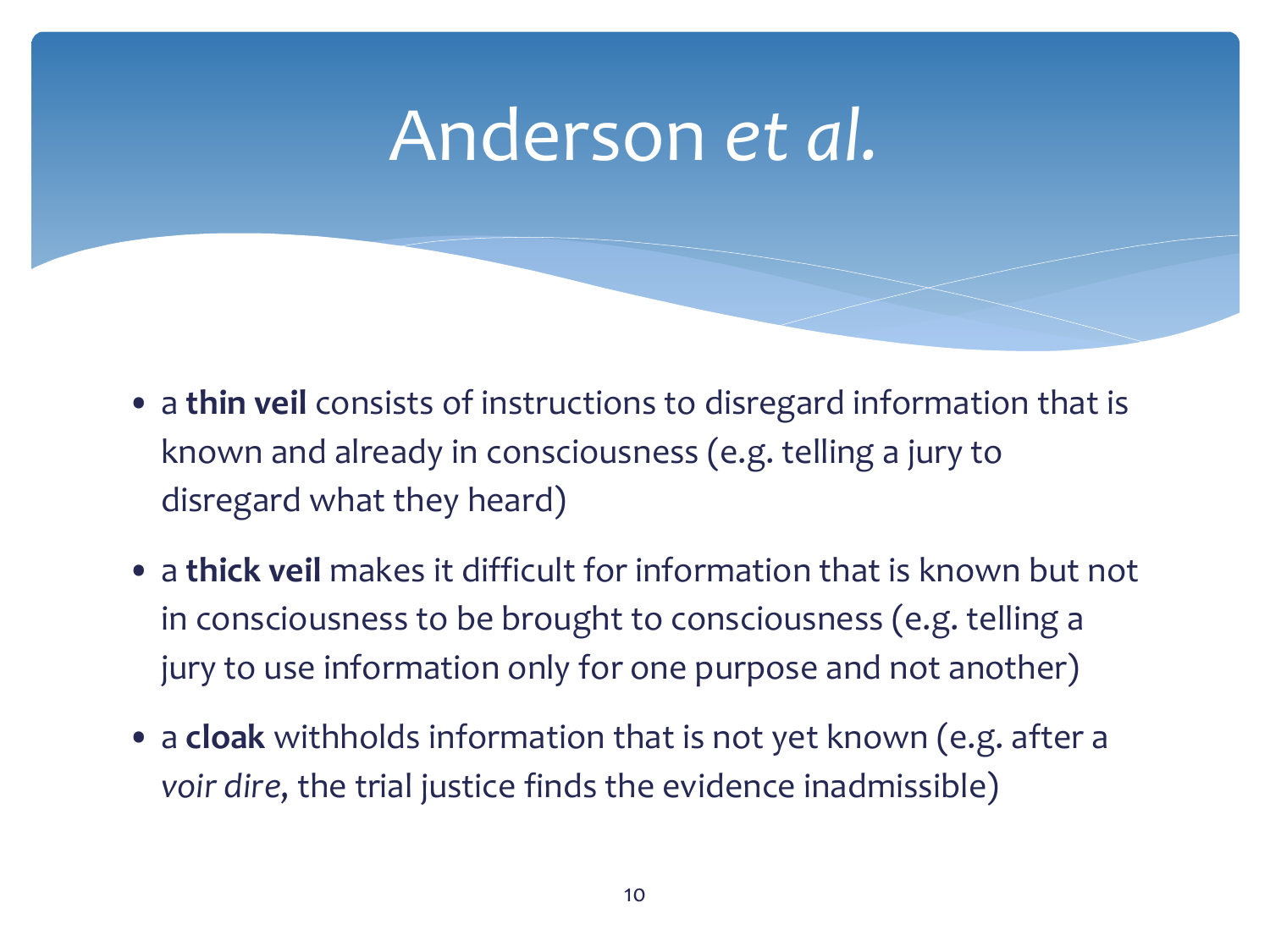# Anderson *et al.*

- a **thin veil** consists of instructions to disregard information that is known and already in consciousness (e.g. telling a jury to disregard what they heard)
- a **thick veil** makes it difficult for information that is known but not in consciousness to be brought to consciousness (e.g. telling a jury to use information only for one purpose and not another)
- a **cloak** withholds information that is not yet known (e.g. after a *voir dire*, the trial justice finds the evidence inadmissible)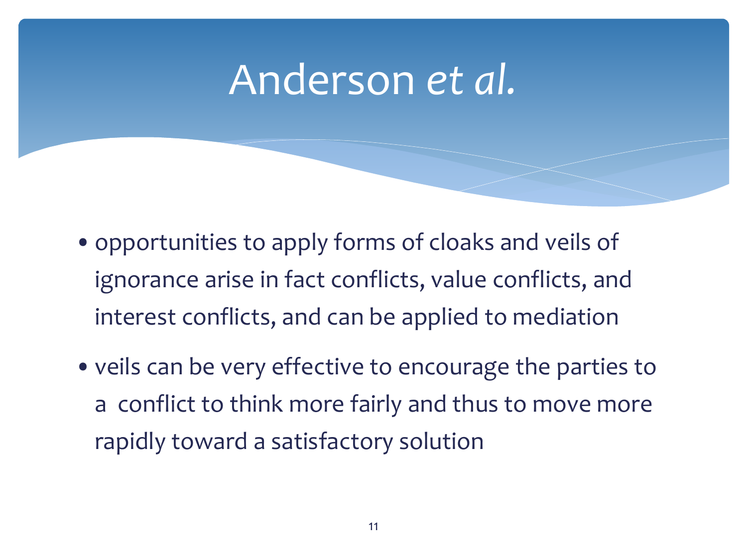# Anderson *et al.*

- opportunities to apply forms of cloaks and veils of ignorance arise in fact conflicts, value conflicts, and interest conflicts, and can be applied to mediation
- veils can be very effective to encourage the parties to a conflict to think more fairly and thus to move more rapidly toward a satisfactory solution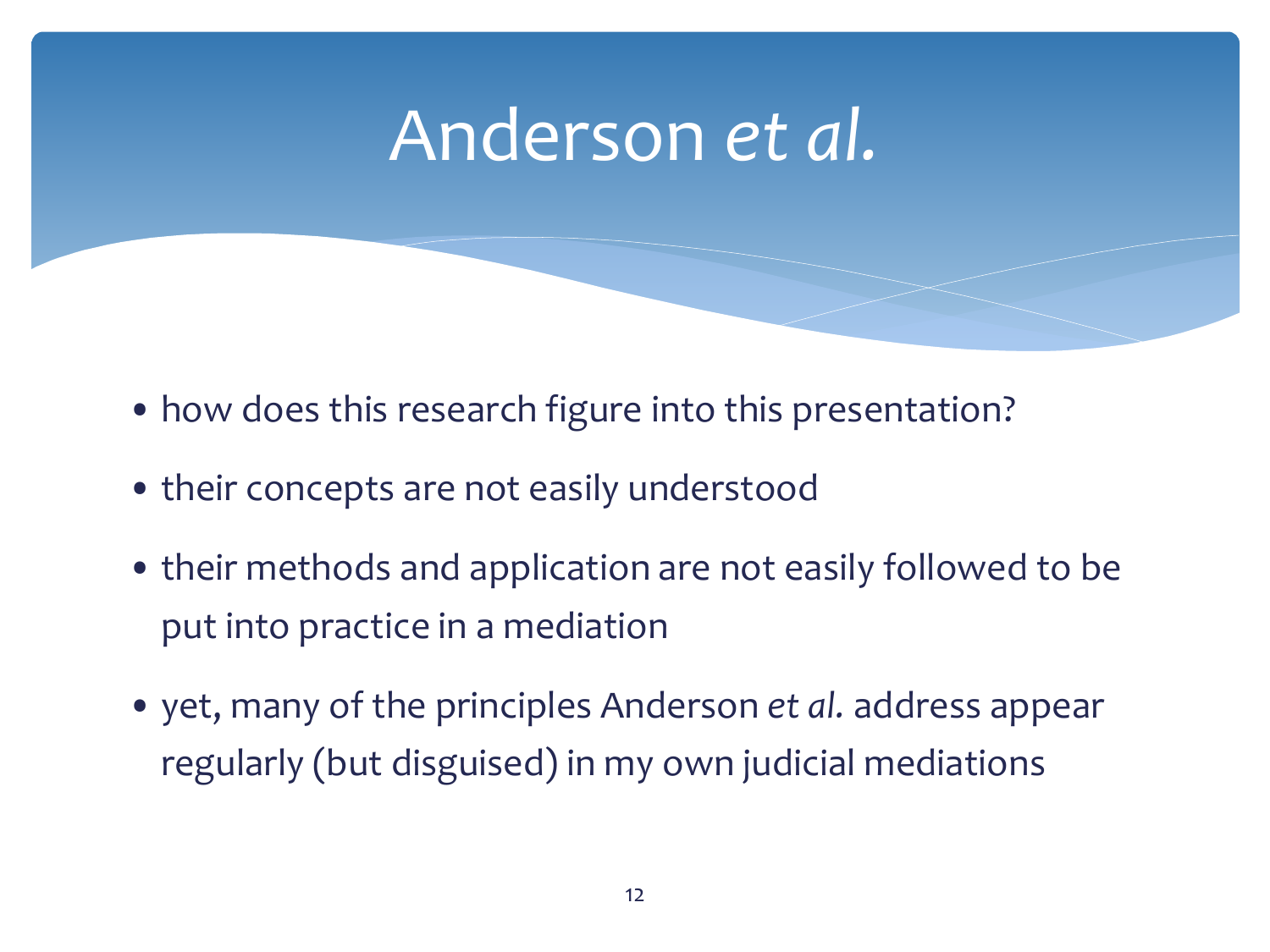# Anderson *et al.*

- how does this research figure into this presentation?
- their concepts are not easily understood
- their methods and application are not easily followed to be put into practice in a mediation
- yet, many of the principles Anderson *et al.* address appear regularly (but disguised) in my own judicial mediations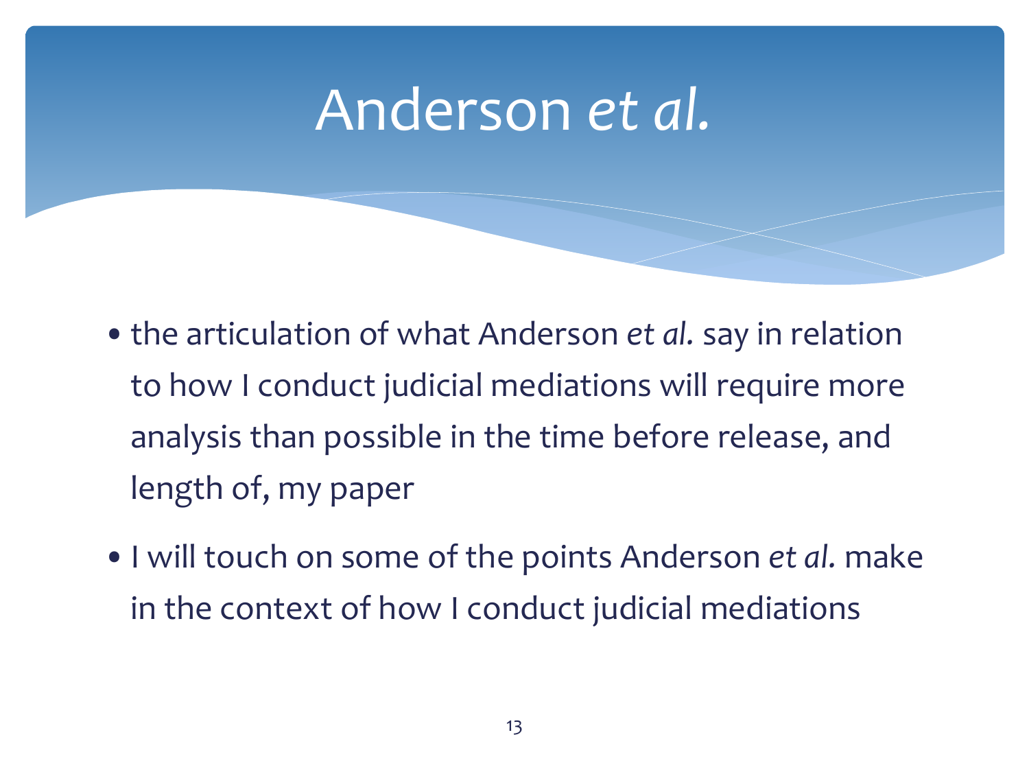# Anderson *et al.*

- the articulation of what Anderson *et al.* say in relation to how I conduct judicial mediations will require more analysis than possible in the time before release, and length of, my paper
- I will touch on some of the points Anderson *et al.* make in the context of how I conduct judicial mediations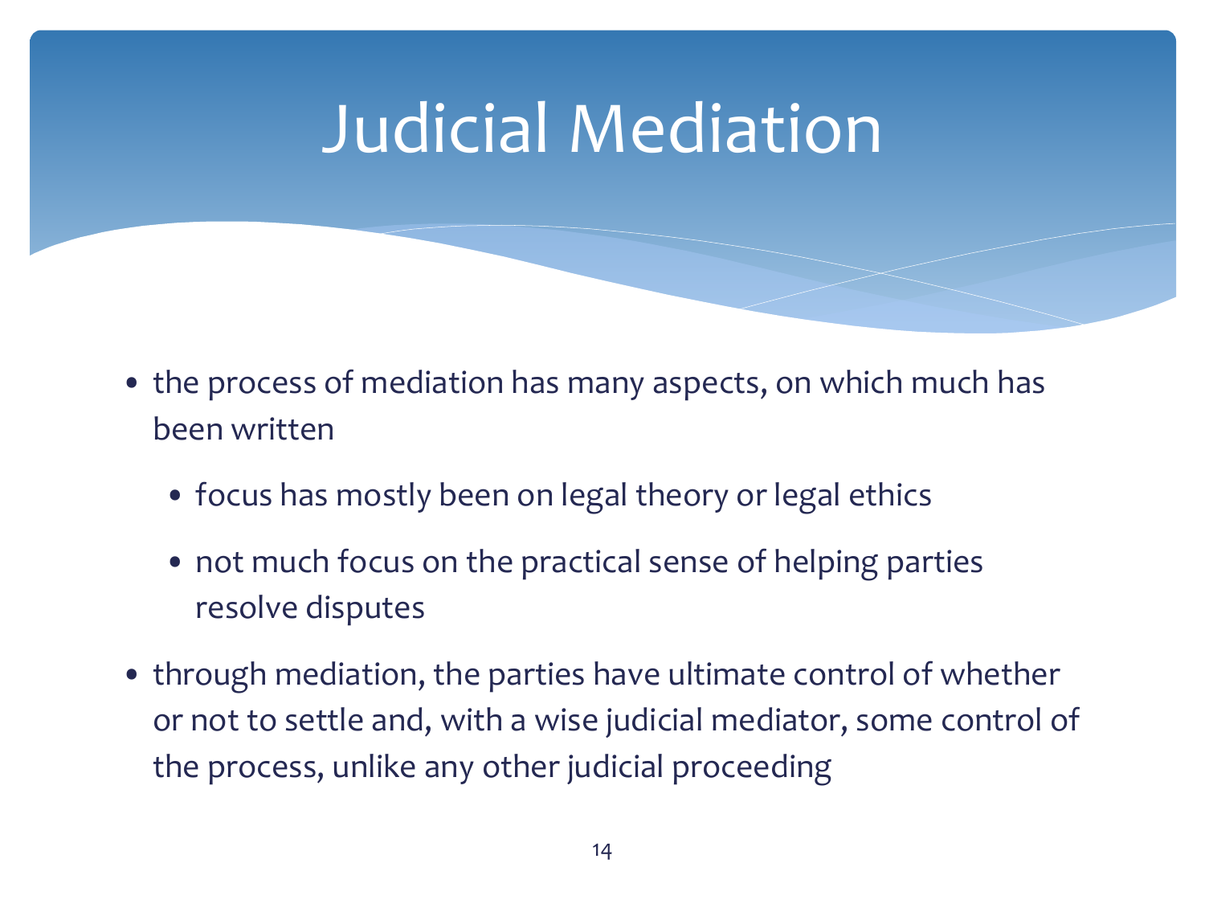# Judicial Mediation

- the process of mediation has many aspects, on which much has been written
  - focus has mostly been on legal theory or legal ethics
  - not much focus on the practical sense of helping parties resolve disputes
- through mediation, the parties have ultimate control of whether or not to settle and, with a wise judicial mediator, some control of the process, unlike any other judicial proceeding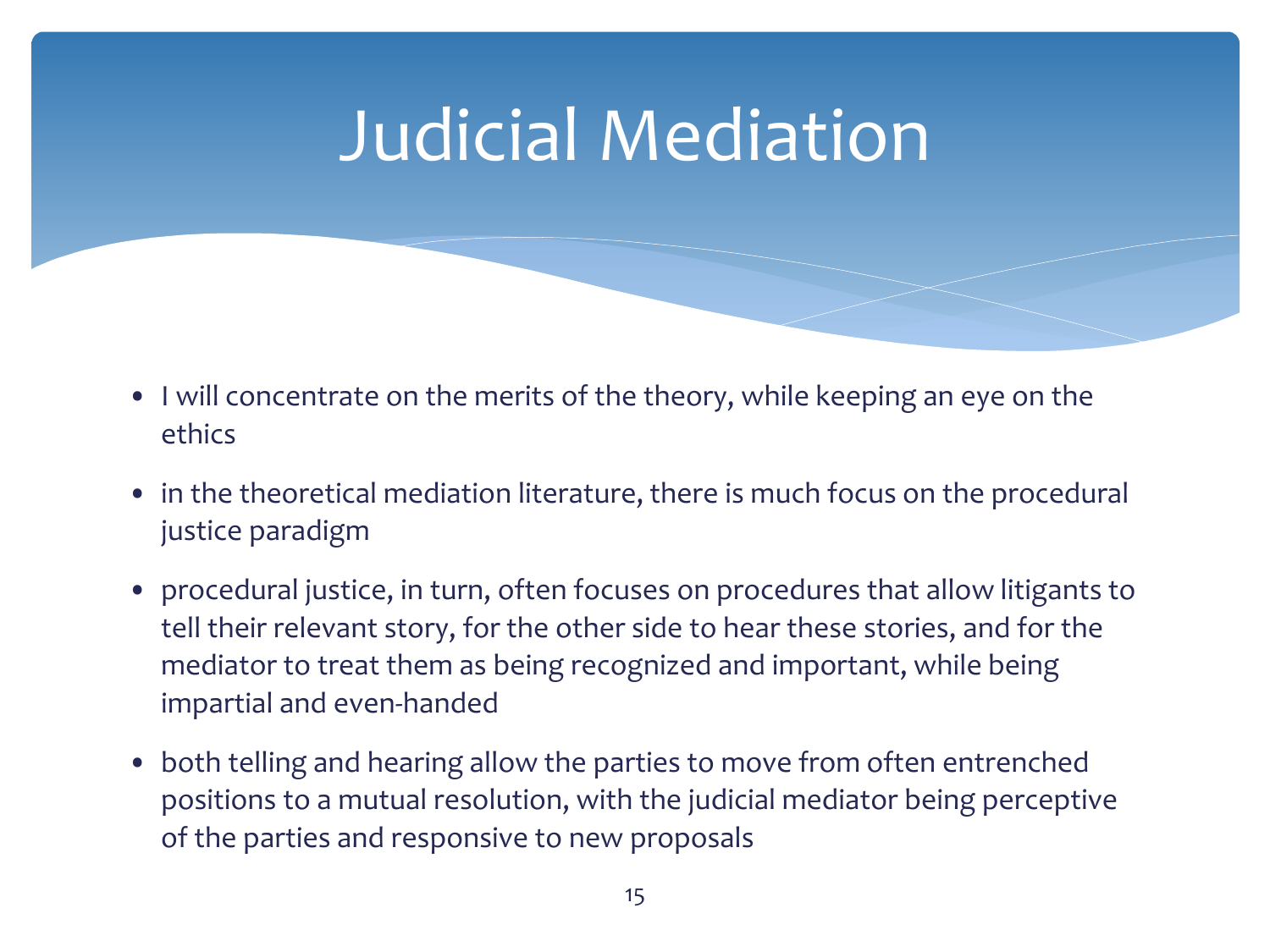# Judicial Mediation

- I will concentrate on the merits of the theory, while keeping an eye on the ethics
- in the theoretical mediation literature, there is much focus on the procedural justice paradigm
- procedural justice, in turn, often focuses on procedures that allow litigants to tell their relevant story, for the other side to hear these stories, and for the mediator to treat them as being recognized and important, while being impartial and even-handed
- both telling and hearing allow the parties to move from often entrenched positions to a mutual resolution, with the judicial mediator being perceptive of the parties and responsive to new proposals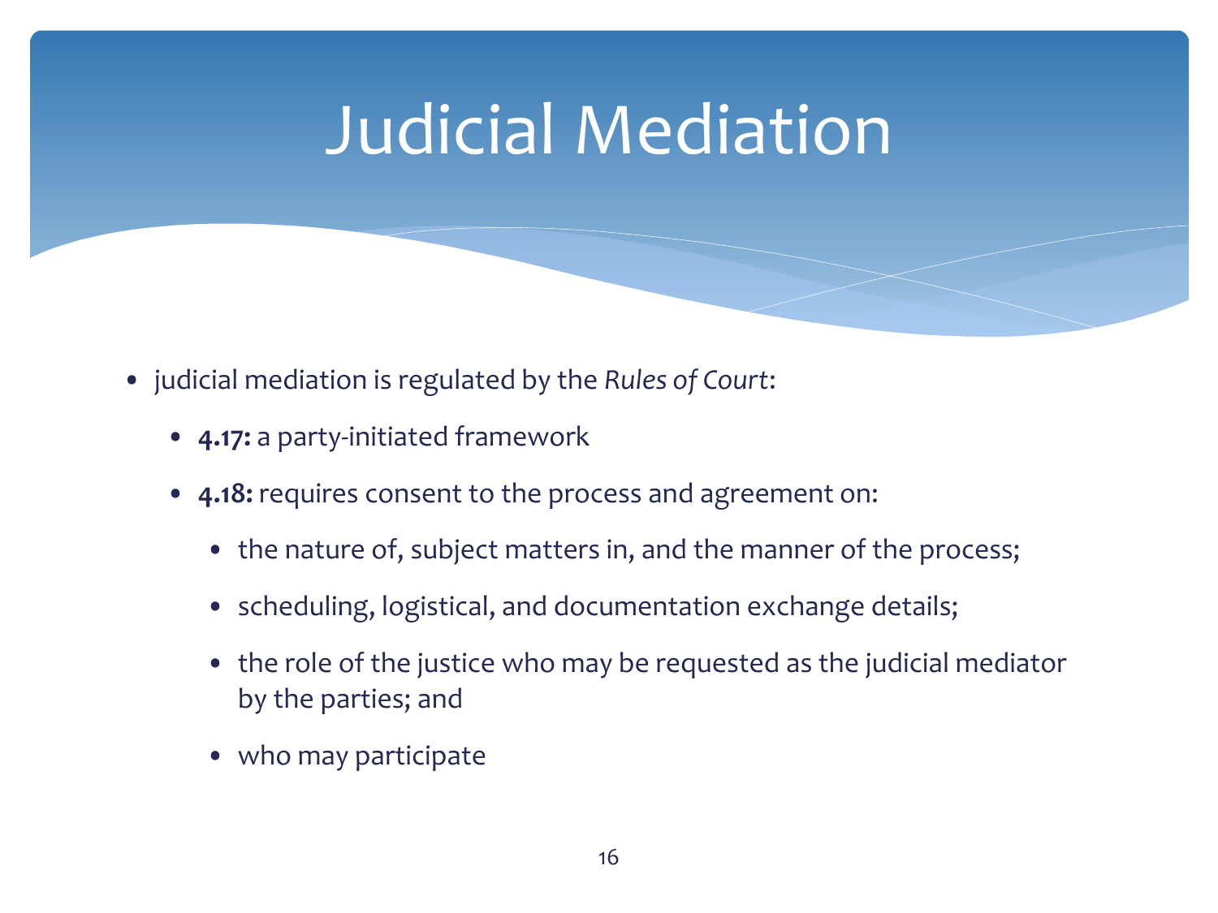# Judicial Mediation

- judicial mediation is regulated by the *Rules of Court*:
  - **4.17:** a party-initiated framework
  - **4.18:** requires consent to the process and agreement on:
    - the nature of, subject matters in, and the manner of the process;
    - scheduling, logistical, and documentation exchange details;
    - the role of the justice who may be requested as the judicial mediator by the parties; and
    - who may participate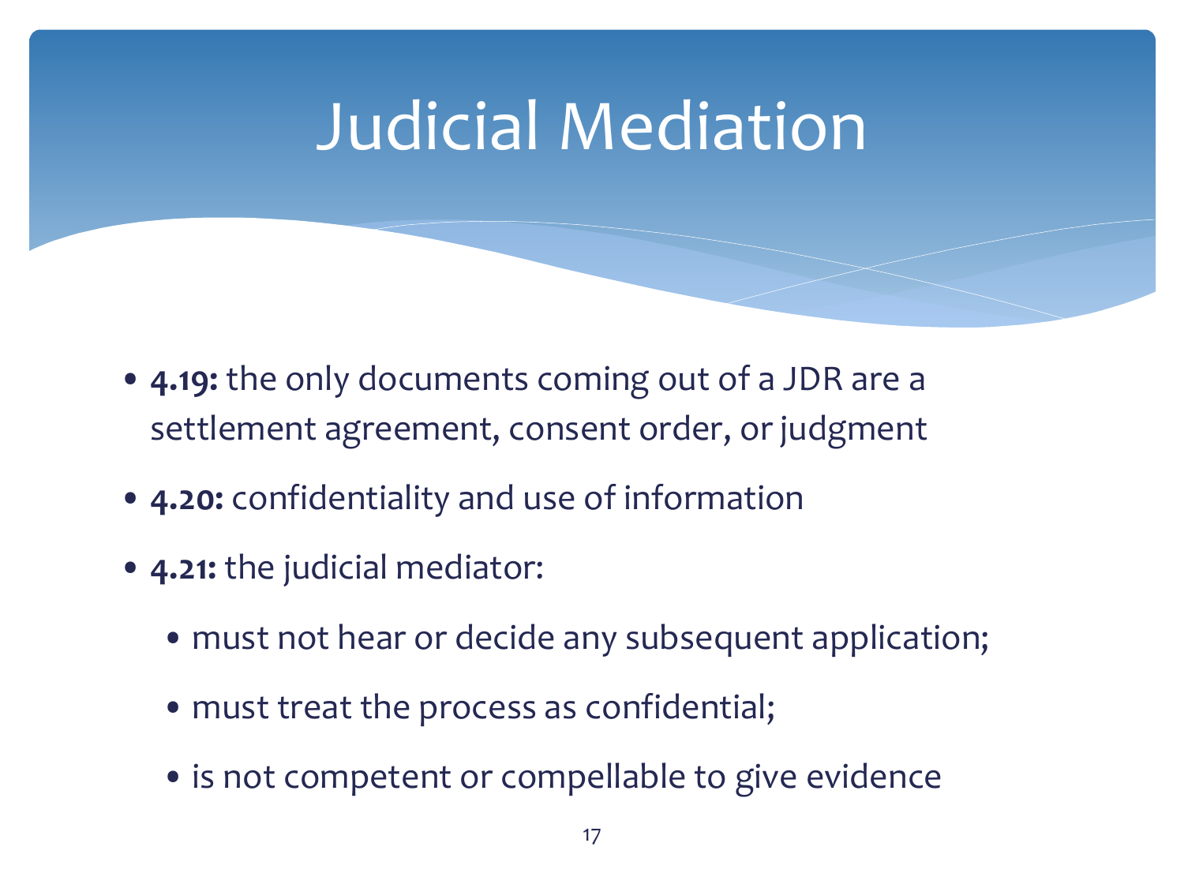# Judicial Mediation

- **4.19:** the only documents coming out of a JDR are a settlement agreement, consent order, or judgment
- **4.20:** confidentiality and use of information
- **4.21:** the judicial mediator:
  - must not hear or decide any subsequent application;
  - must treat the process as confidential;
  - is not competent or compellable to give evidence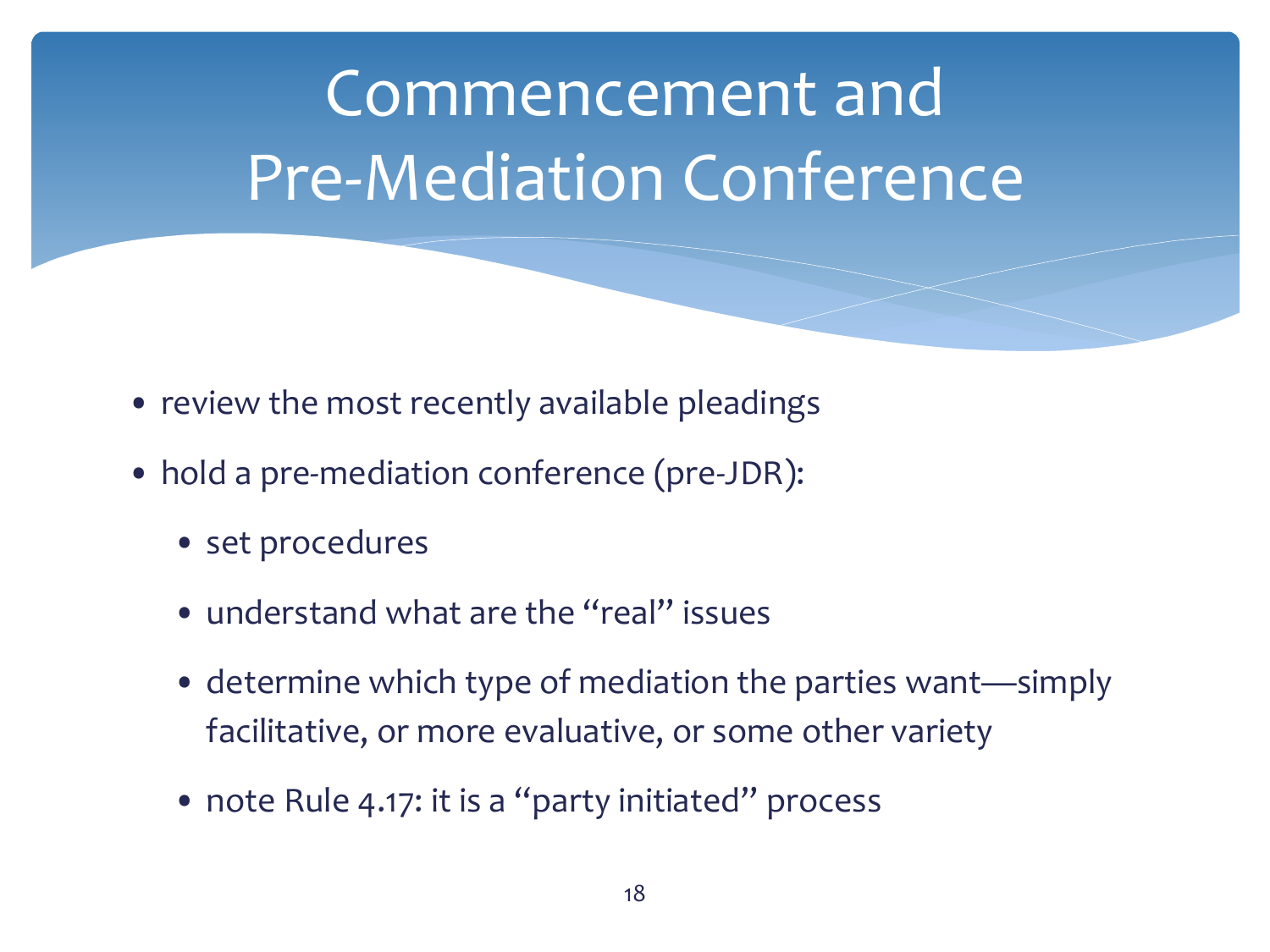# Commencement and Pre-Mediation Conference

- review the most recently available pleadings
- hold a pre-mediation conference (pre-JDR):
  - set procedures
  - understand what are the “real” issues
  - determine which type of mediation the parties want—simply facilitative, or more evaluative, or some other variety
  - note Rule 4.17: it is a “party initiated” process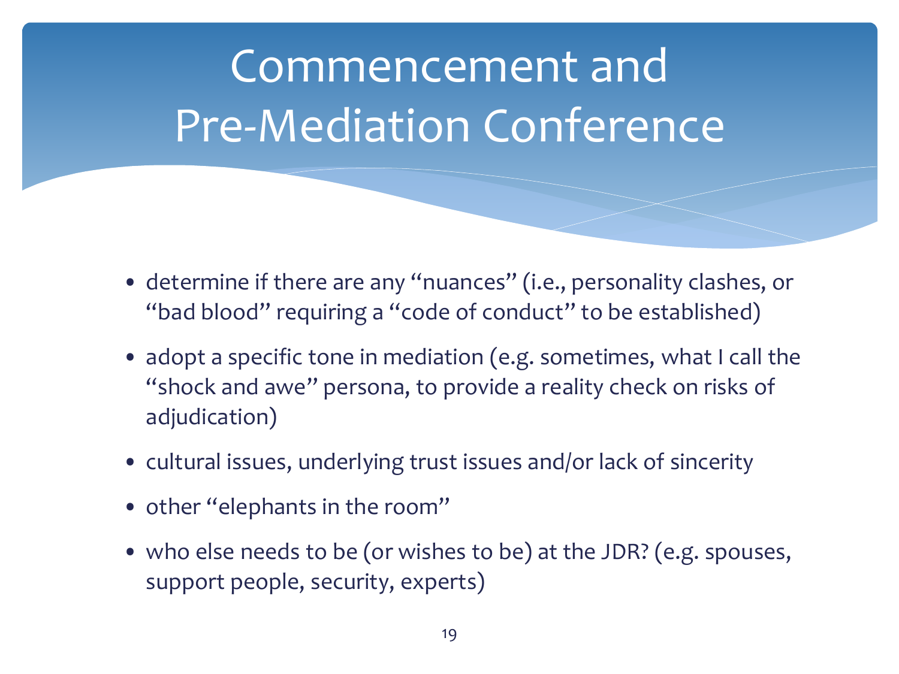# Commencement and Pre-Mediation Conference

- determine if there are any "nuances" (i.e., personality clashes, or "bad blood" requiring a "code of conduct" to be established)
- adopt a specific tone in mediation (e.g. sometimes, what I call the "shock and awe" persona, to provide a reality check on risks of adjudication)
- cultural issues, underlying trust issues and/or lack of sincerity
- other "elephants in the room"
- who else needs to be (or wishes to be) at the JDR? (e.g. spouses, support people, security, experts)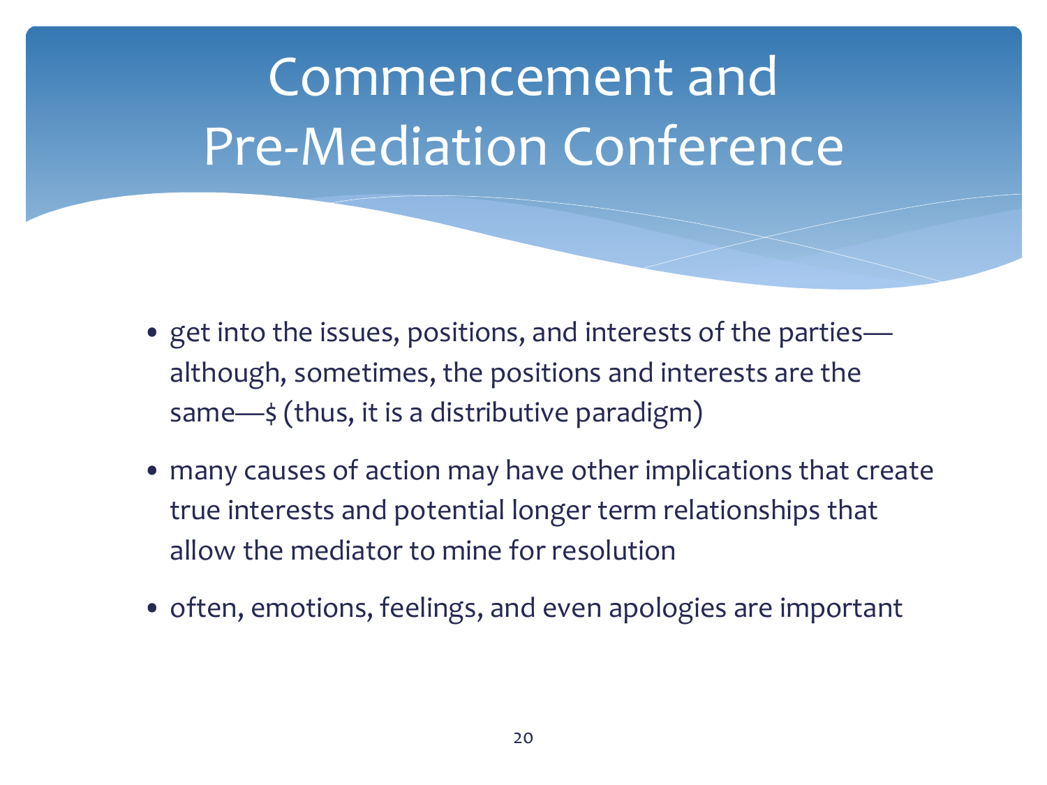# Commencement and Pre-Mediation Conference

- get into the issues, positions, and interests of the parties—although, sometimes, the positions and interests are the same—$ (thus, it is a distributive paradigm)
- many causes of action may have other implications that create true interests and potential longer term relationships that allow the mediator to mine for resolution
- often, emotions, feelings, and even apologies are important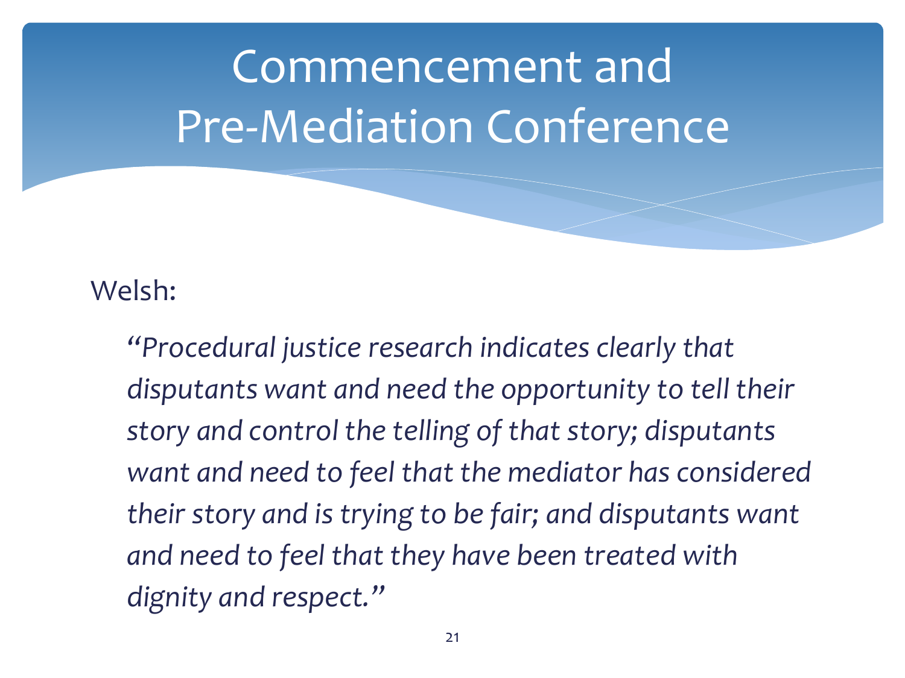# Commencement and Pre-Mediation Conference

Welsh:

*"Procedural justice research indicates clearly that disputants want and need the opportunity to tell their story and control the telling of that story; disputants want and need to feel that the mediator has considered their story and is trying to be fair; and disputants want and need to feel that they have been treated with dignity and respect."*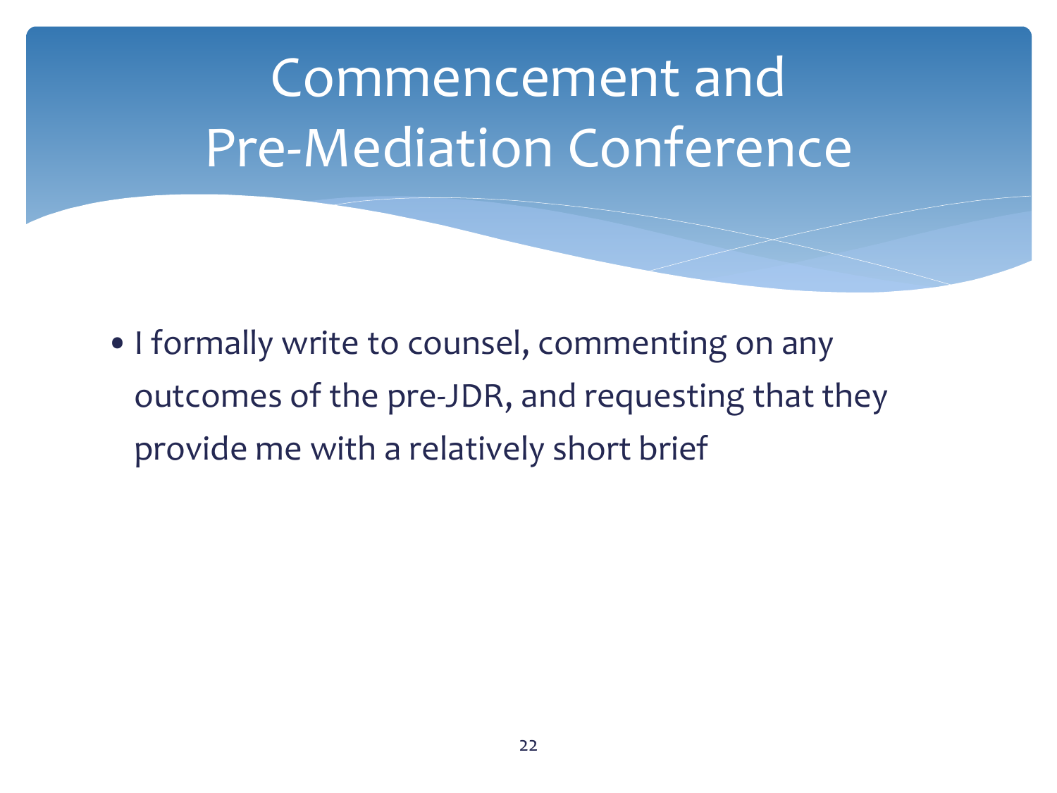# Commencement and Pre-Mediation Conference

- I formally write to counsel, commenting on any outcomes of the pre-JDR, and requesting that they provide me with a relatively short brief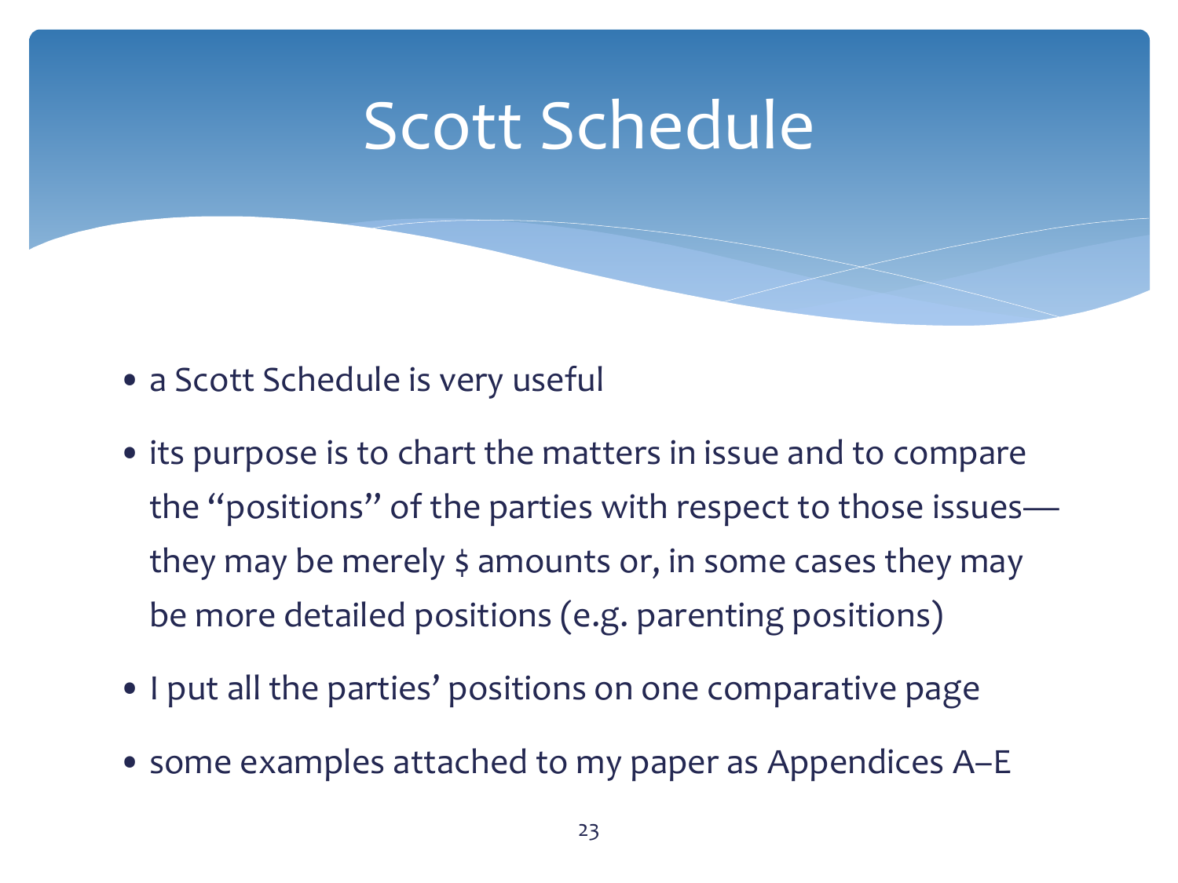# Scott Schedule

- a Scott Schedule is very useful
- its purpose is to chart the matters in issue and to compare the "positions" of the parties with respect to those issues—they may be merely $ amounts or, in some cases they may be more detailed positions (e.g. parenting positions)
- I put all the parties' positions on one comparative page
- some examples attached to my paper as Appendices A–E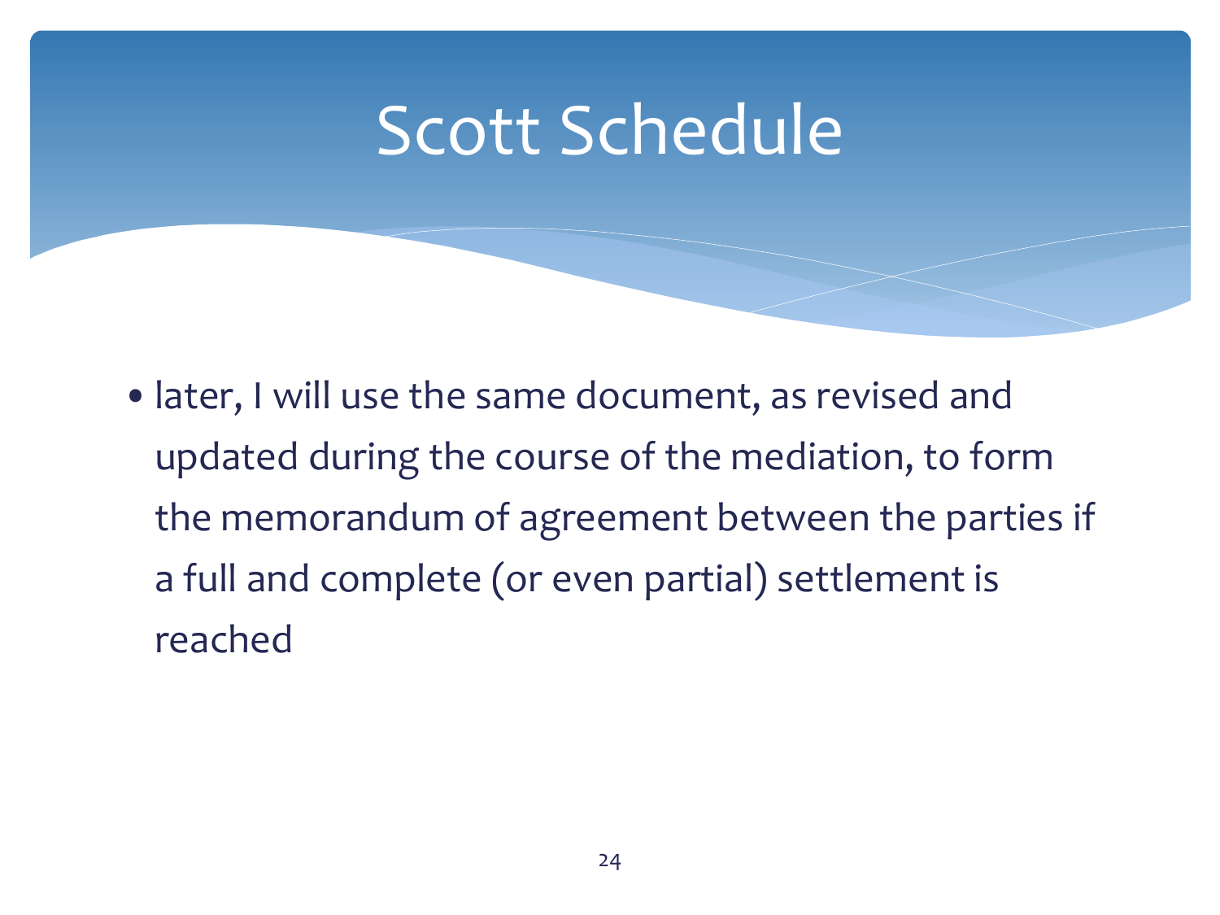# Scott Schedule

- later, I will use the same document, as revised and updated during the course of the mediation, to form the memorandum of agreement between the parties if a full and complete (or even partial) settlement is reached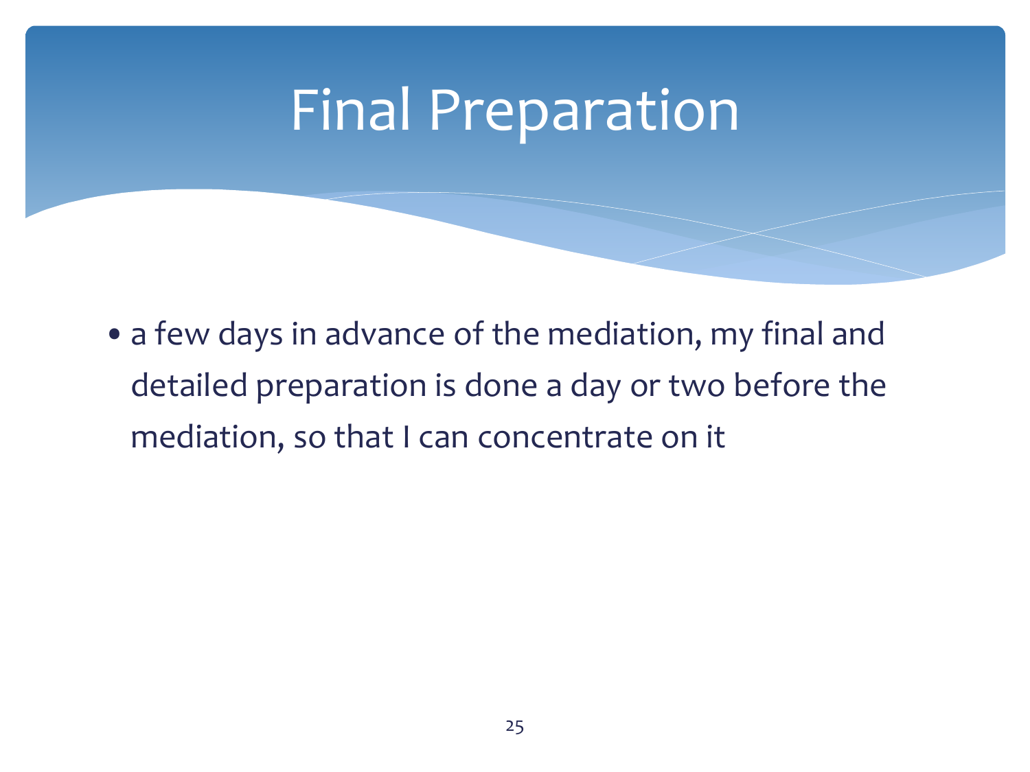# Final Preparation

- a few days in advance of the mediation, my final and detailed preparation is done a day or two before the mediation, so that I can concentrate on it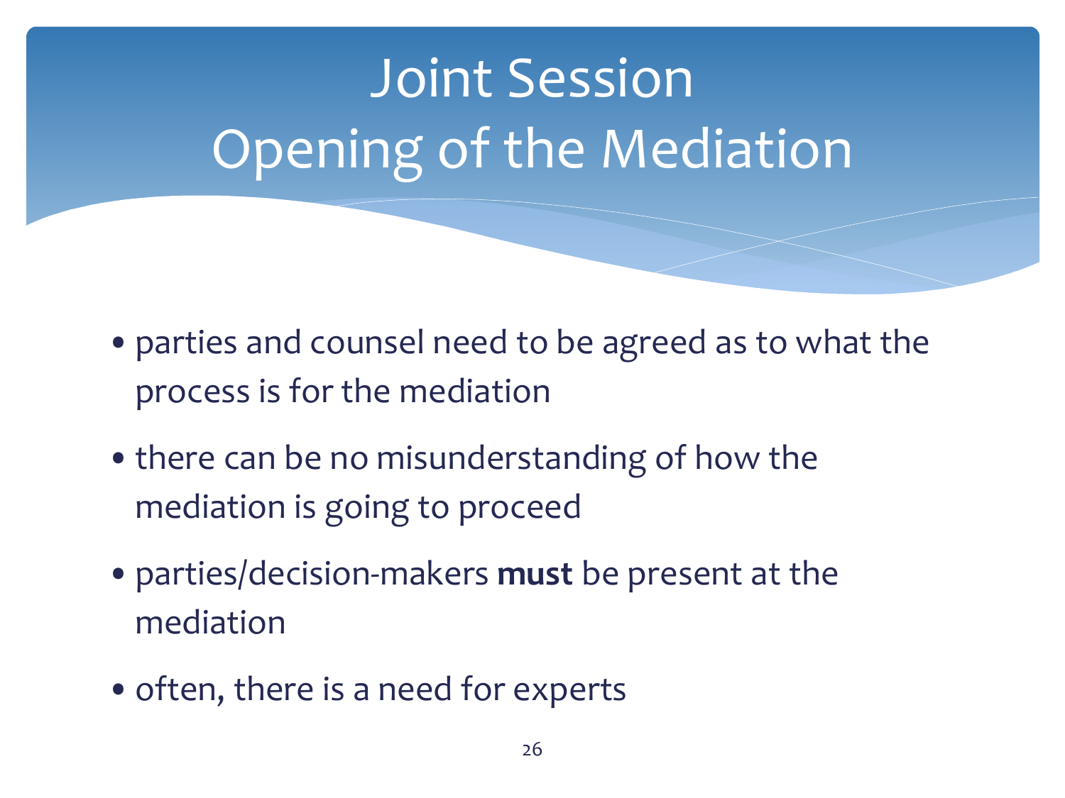# Joint Session
# Opening of the Mediation

- parties and counsel need to be agreed as to what the process is for the mediation
- there can be no misunderstanding of how the mediation is going to proceed
- parties/decision-makers **must** be present at the mediation
- often, there is a need for experts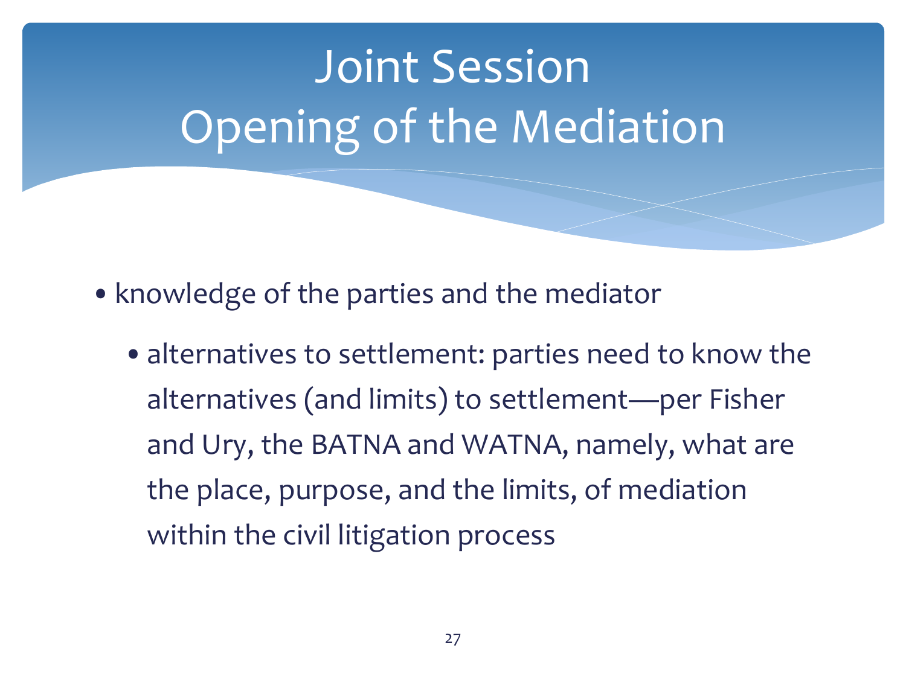# Joint Session
# Opening of the Mediation

- knowledge of the parties and the mediator
  - alternatives to settlement: parties need to know the alternatives (and limits) to settlement—per Fisher and Ury, the BATNA and WATNA, namely, what are the place, purpose, and the limits, of mediation within the civil litigation process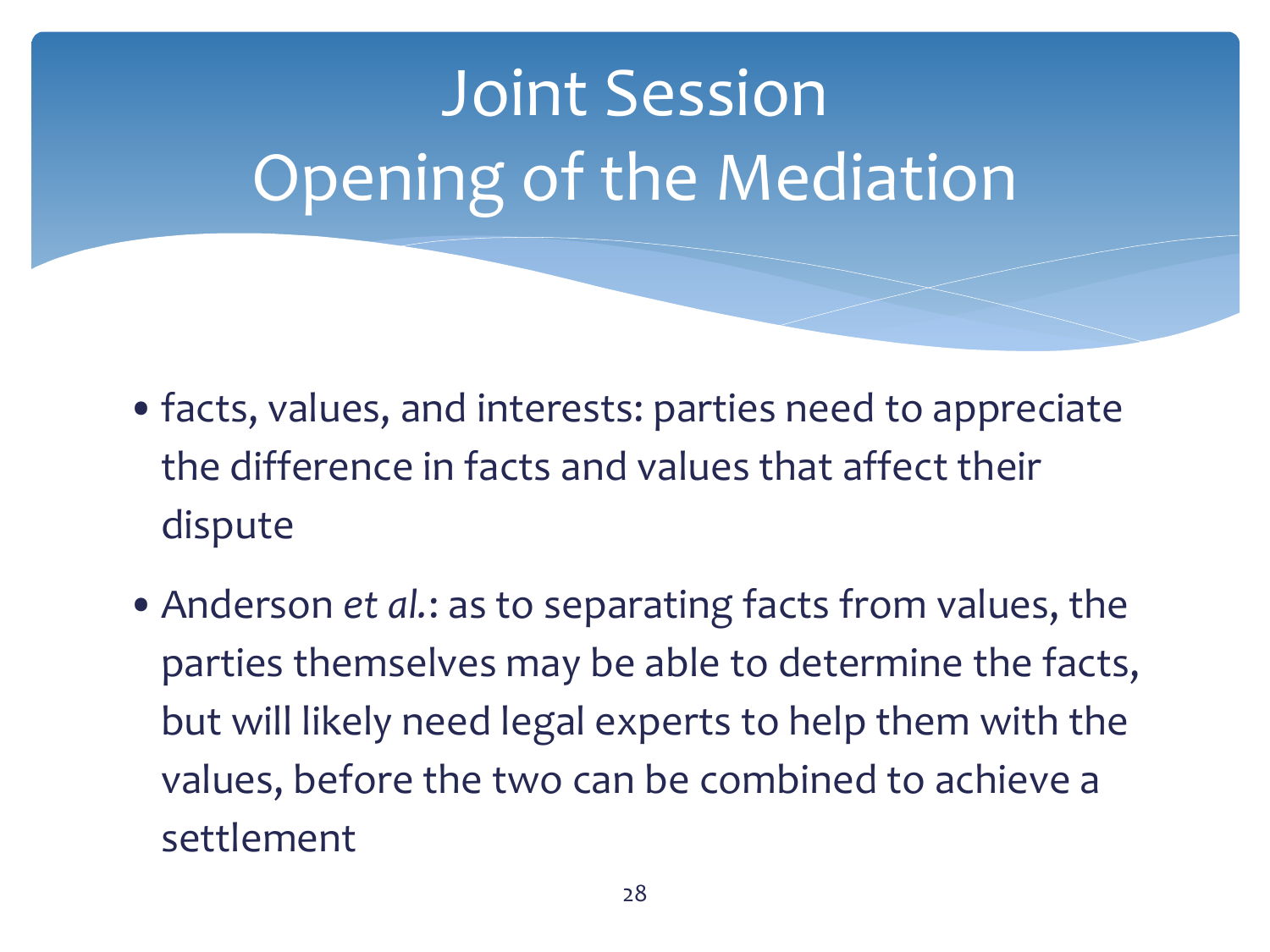# Joint Session
# Opening of the Mediation

- facts, values, and interests: parties need to appreciate the difference in facts and values that affect their dispute
- Anderson *et al.*: as to separating facts from values, the parties themselves may be able to determine the facts, but will likely need legal experts to help them with the values, before the two can be combined to achieve a settlement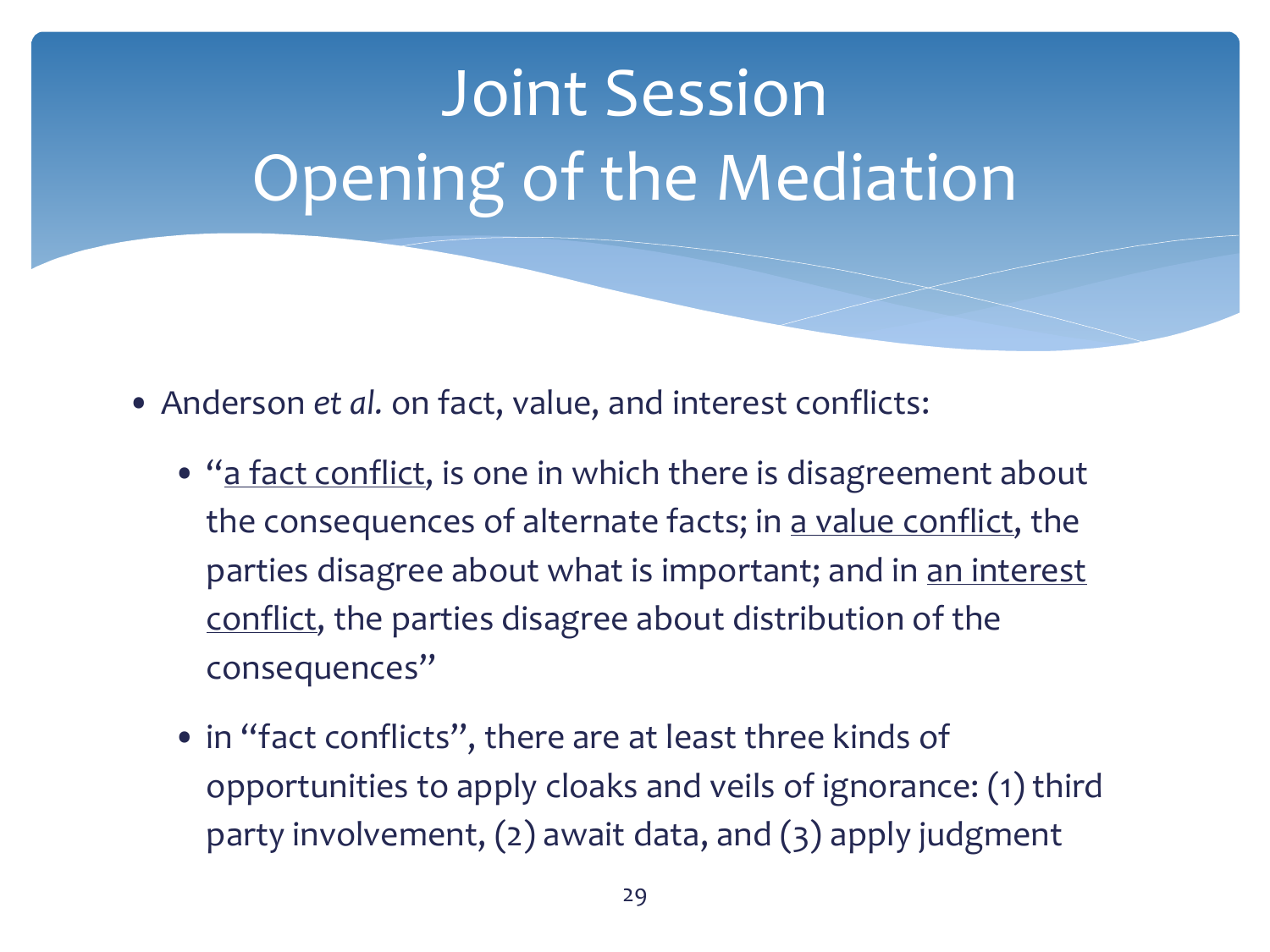# Joint Session
# Opening of the Mediation

- Anderson *et al.* on fact, value, and interest conflicts:
  - "a fact conflict, is one in which there is disagreement about the consequences of alternate facts; in a value conflict, the parties disagree about what is important; and in an interest conflict, the parties disagree about distribution of the consequences"
  - in "fact conflicts", there are at least three kinds of opportunities to apply cloaks and veils of ignorance: (1) third party involvement, (2) await data, and (3) apply judgment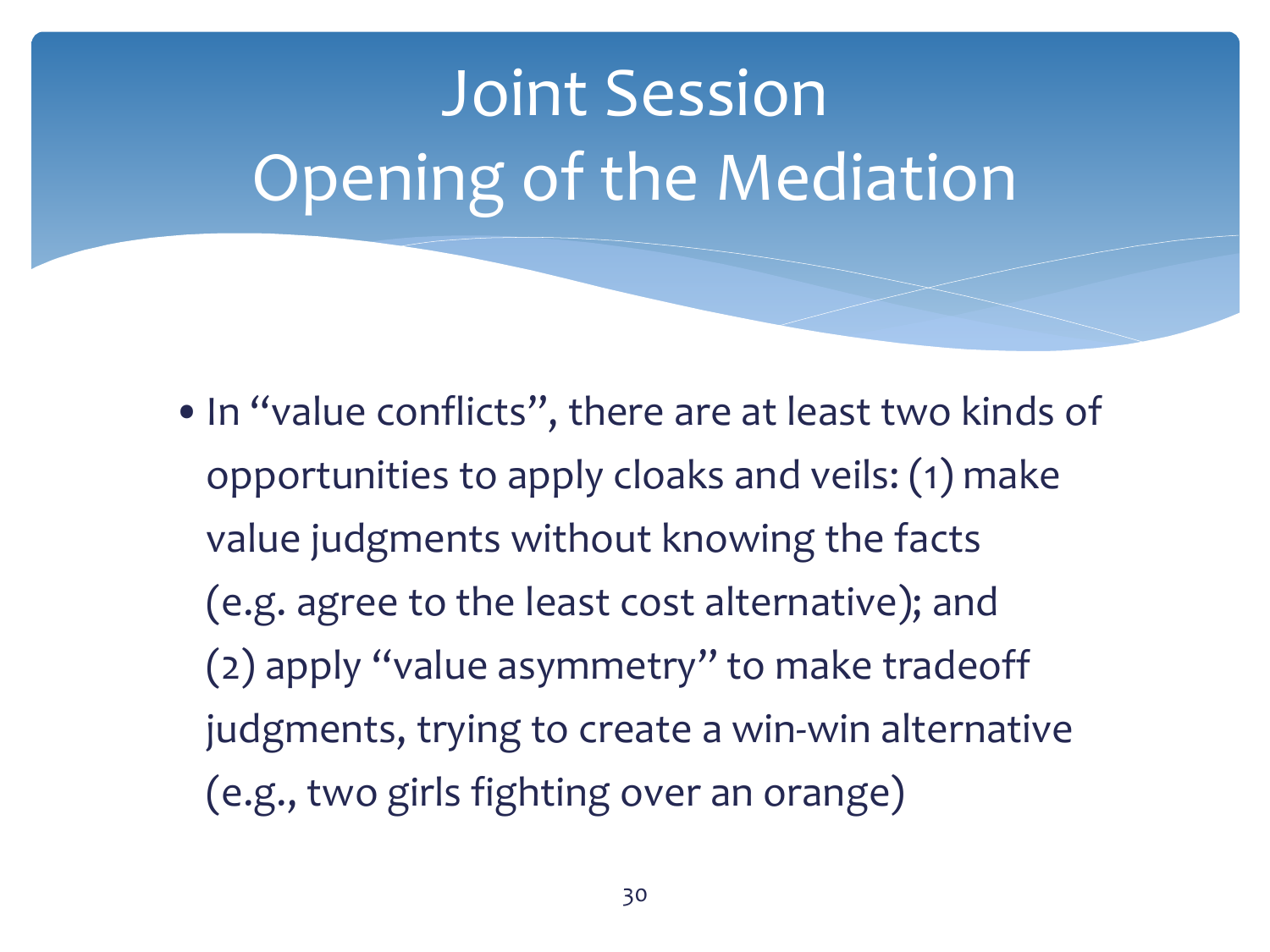# Joint Session Opening of the Mediation

- In "value conflicts", there are at least two kinds of opportunities to apply cloaks and veils: (1) make value judgments without knowing the facts (e.g. agree to the least cost alternative); and (2) apply "value asymmetry" to make tradeoff judgments, trying to create a win-win alternative (e.g., two girls fighting over an orange)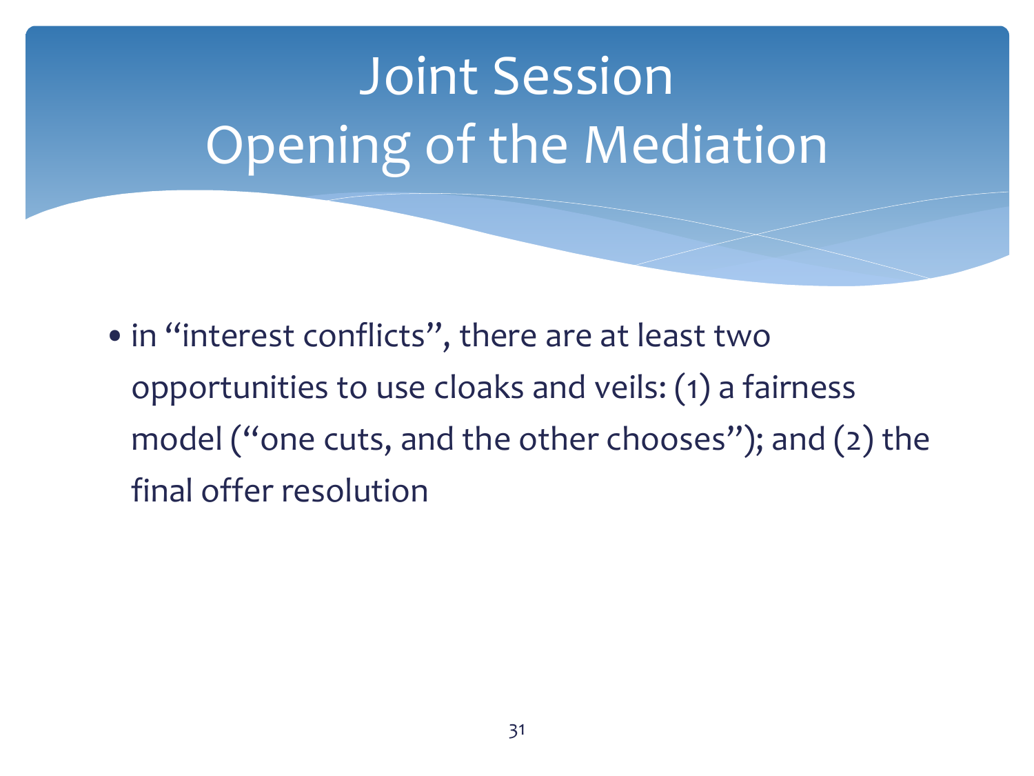# Joint Session
# Opening of the Mediation

- in “interest conflicts”, there are at least two opportunities to use cloaks and veils: (1) a fairness model (“one cuts, and the other chooses”); and (2) the final offer resolution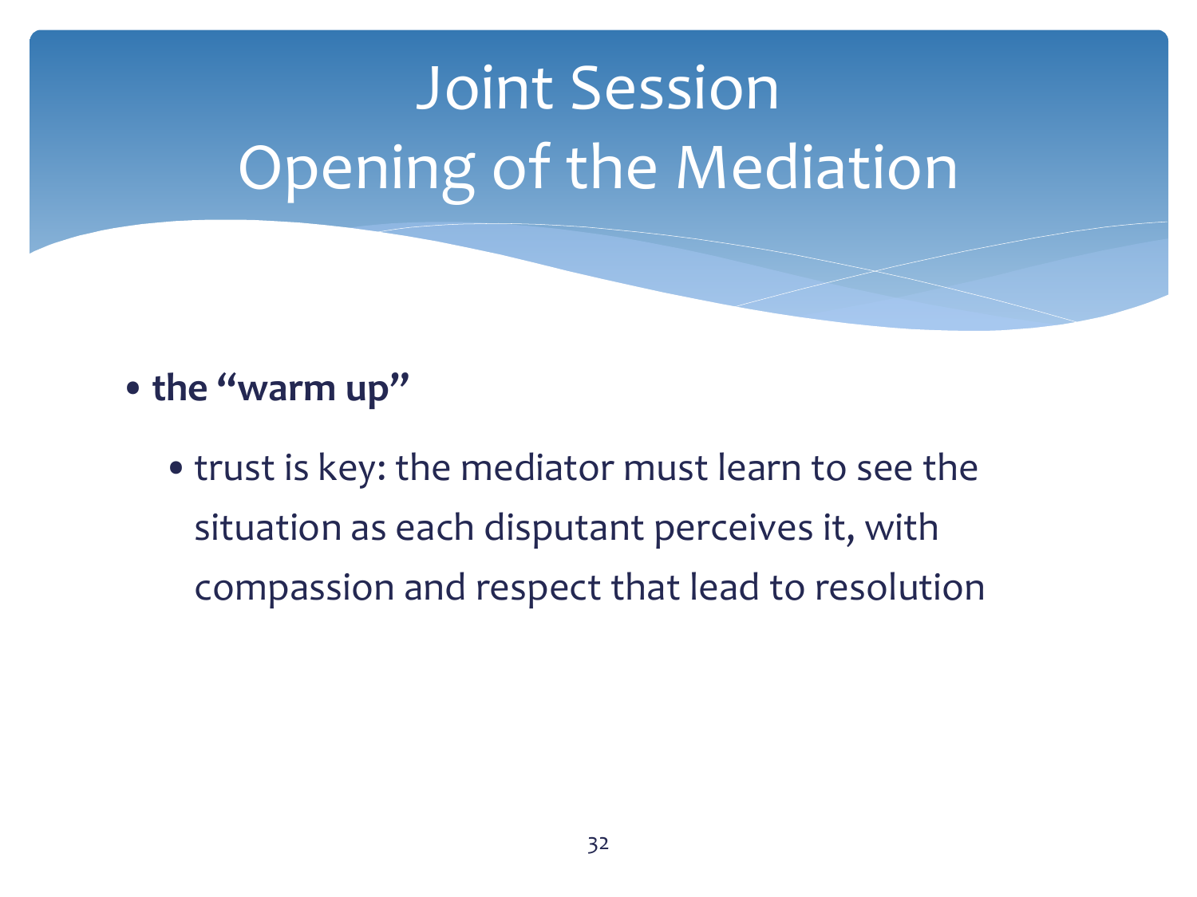# Joint Session
# Opening of the Mediation

- **the "warm up"**
  - trust is key: the mediator must learn to see the situation as each disputant perceives it, with compassion and respect that lead to resolution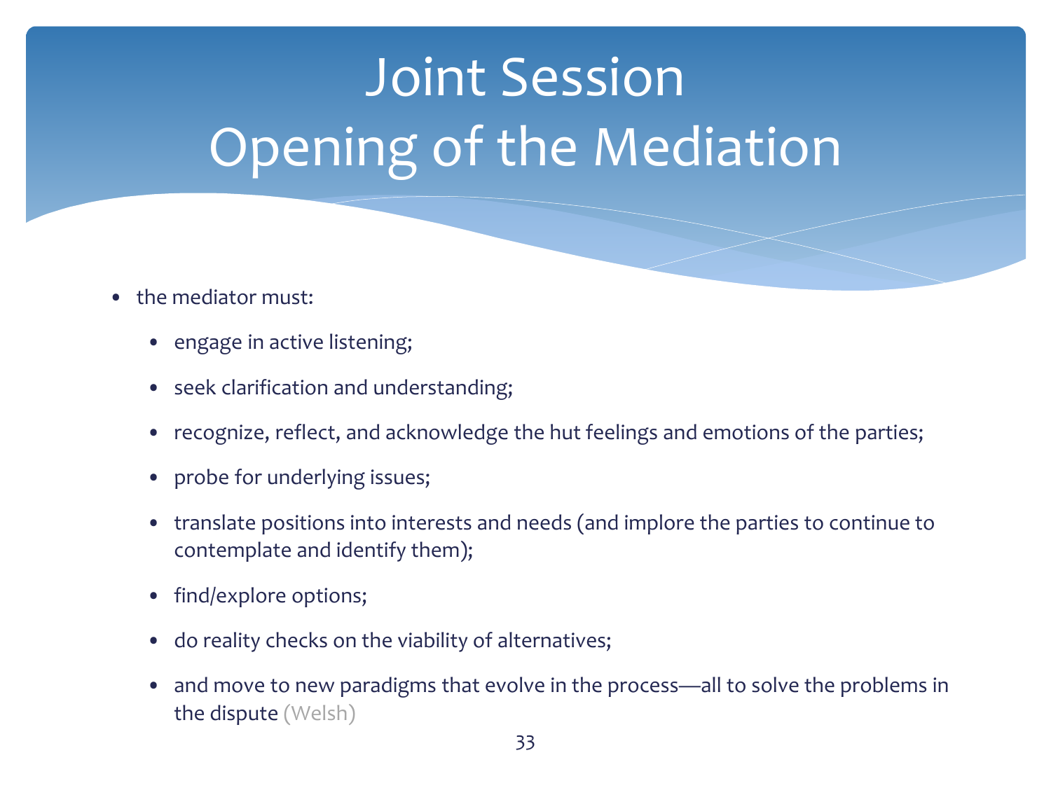# Joint Session
# Opening of the Mediation

- the mediator must:
  - engage in active listening;
  - seek clarification and understanding;
  - recognize, reflect, and acknowledge the hut feelings and emotions of the parties;
  - probe for underlying issues;
  - translate positions into interests and needs (and implore the parties to continue to contemplate and identify them);
  - find/explore options;
  - do reality checks on the viability of alternatives;
  - and move to new paradigms that evolve in the process—all to solve the problems in the dispute (Welsh)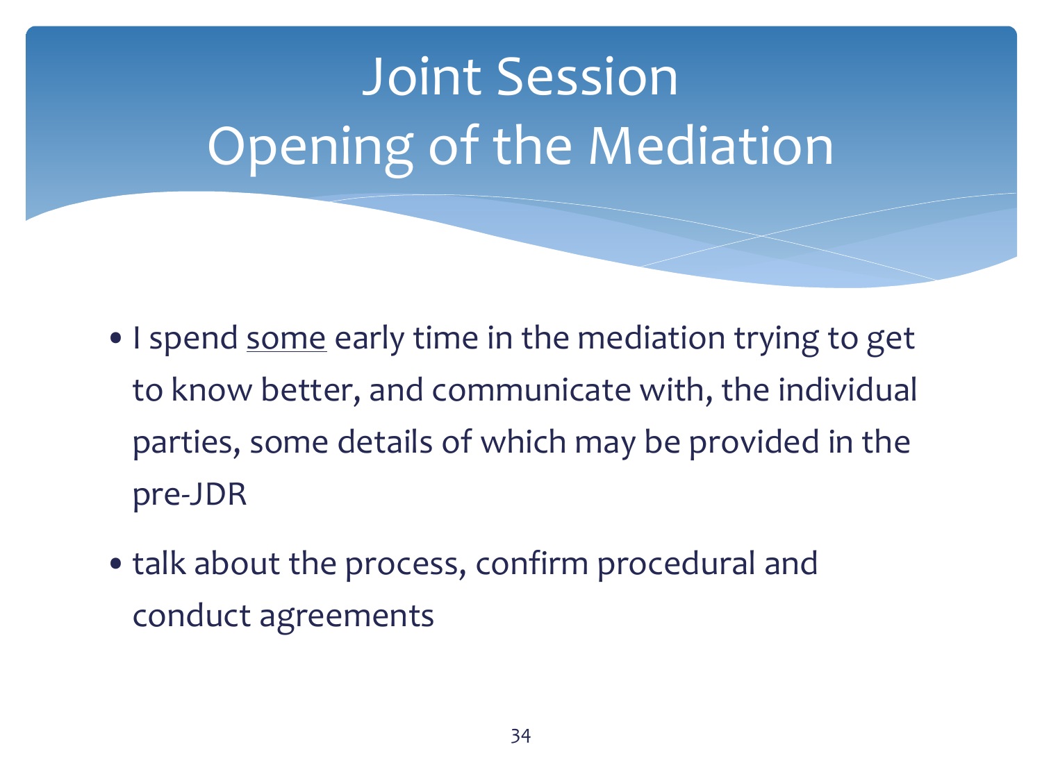# Joint Session
# Opening of the Mediation

- I spend <u>some</u> early time in the mediation trying to get to know better, and communicate with, the individual parties, some details of which may be provided in the pre-JDR
- talk about the process, confirm procedural and conduct agreements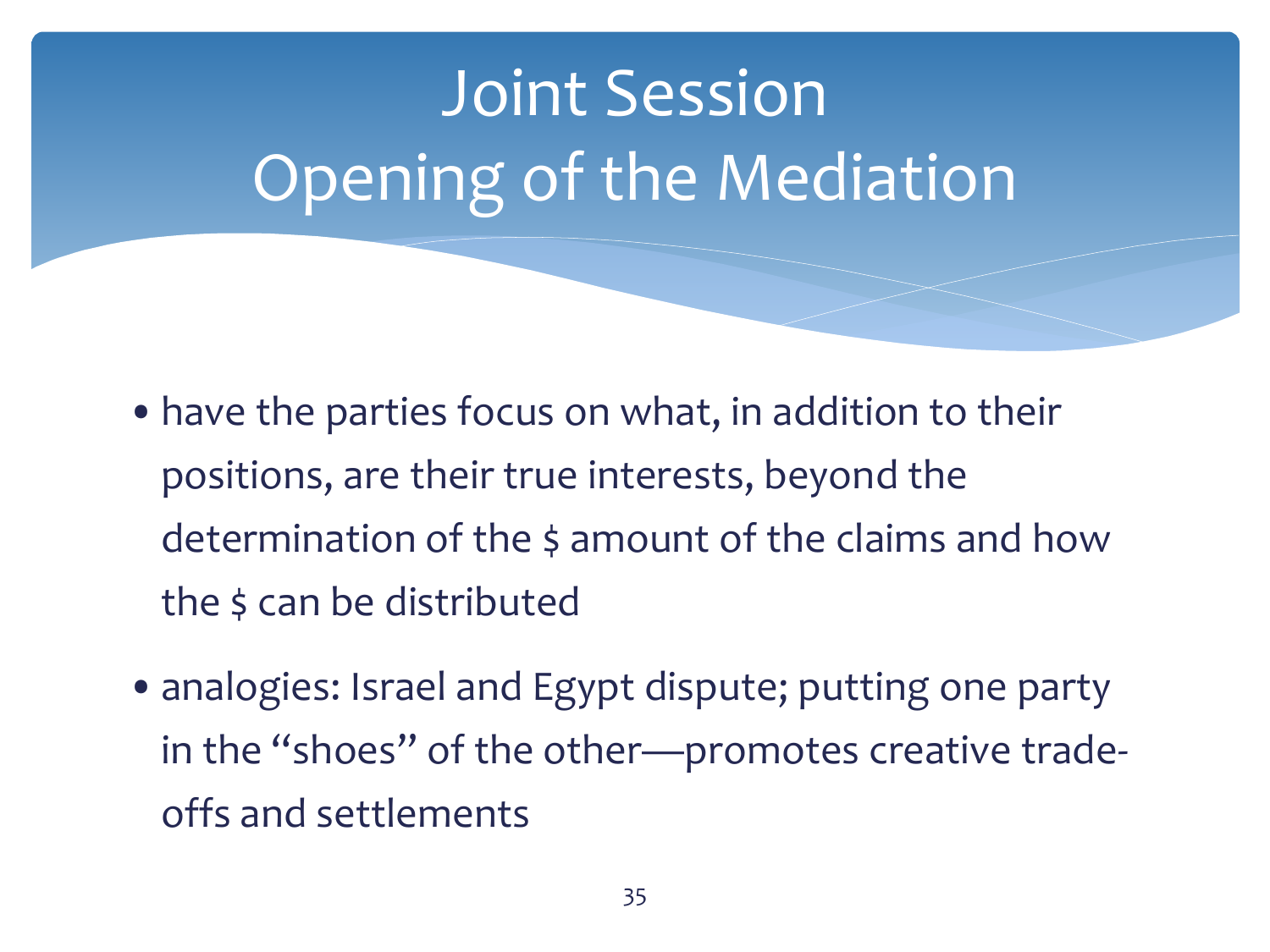# Joint Session
# Opening of the Mediation

- have the parties focus on what, in addition to their positions, are their true interests, beyond the determination of the $ amount of the claims and how the $ can be distributed
- analogies: Israel and Egypt dispute; putting one party in the "shoes" of the other—promotes creative trade-offs and settlements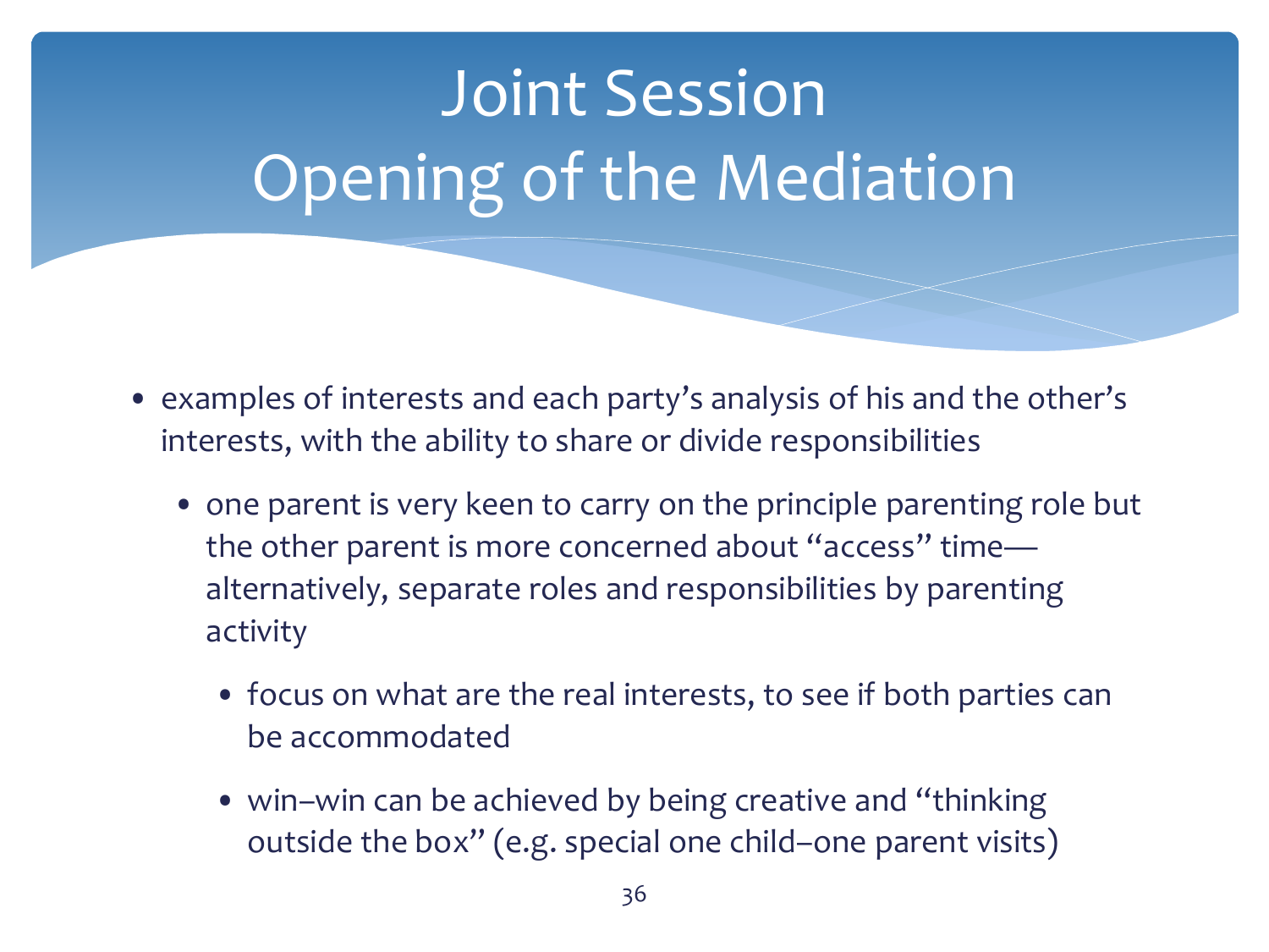# Joint Session
# Opening of the Mediation

- examples of interests and each party's analysis of his and the other's interests, with the ability to share or divide responsibilities
  - one parent is very keen to carry on the principle parenting role but the other parent is more concerned about "access" time—alternatively, separate roles and responsibilities by parenting activity
    - focus on what are the real interests, to see if both parties can be accommodated
    - win–win can be achieved by being creative and "thinking outside the box" (e.g. special one child–one parent visits)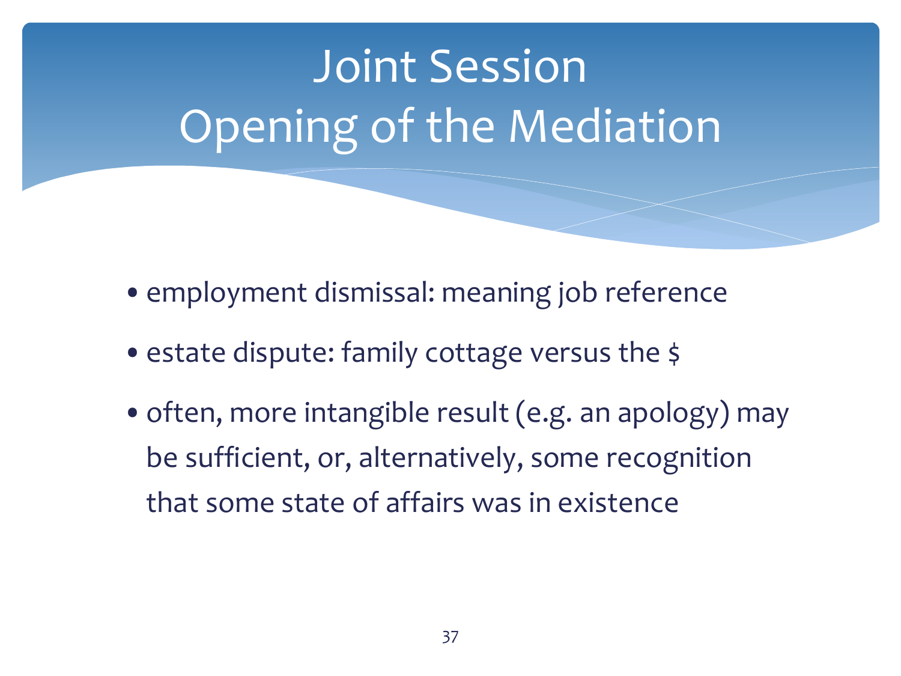# Joint Session
# Opening of the Mediation

- employment dismissal: meaning job reference
- estate dispute: family cottage versus the $
- often, more intangible result (e.g. an apology) may be sufficient, or, alternatively, some recognition that some state of affairs was in existence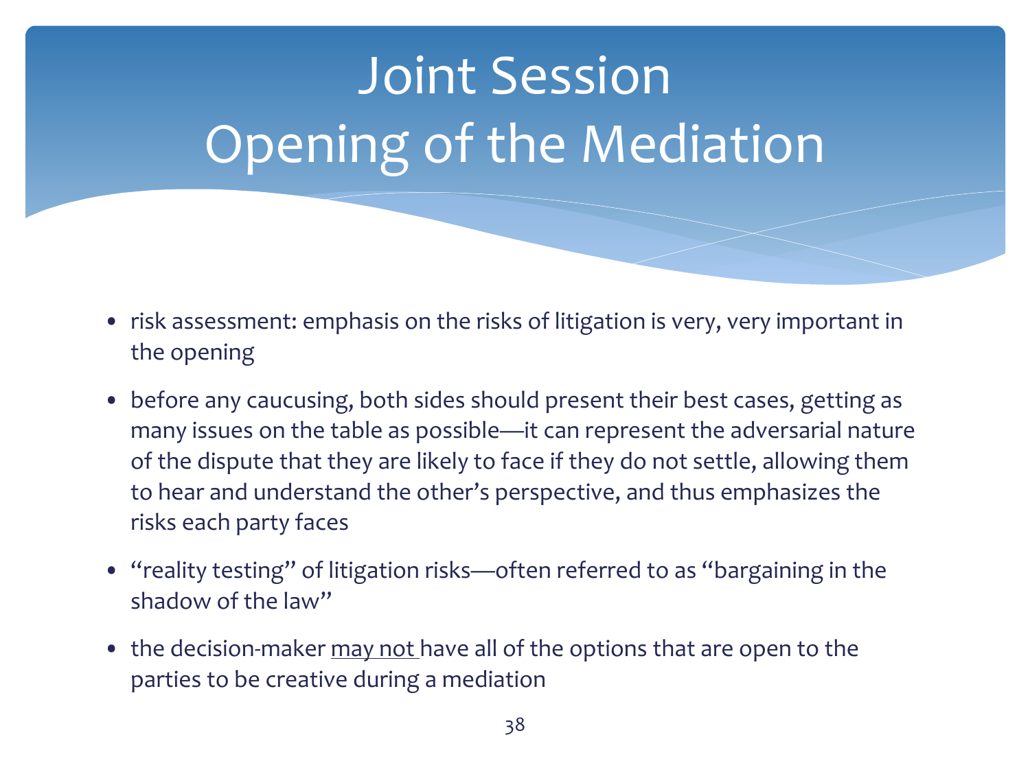# Joint Session Opening of the Mediation

- risk assessment: emphasis on the risks of litigation is very, very important in the opening
- before any caucusing, both sides should present their best cases, getting as many issues on the table as possible—it can represent the adversarial nature of the dispute that they are likely to face if they do not settle, allowing them to hear and understand the other's perspective, and thus emphasizes the risks each party faces
- "reality testing" of litigation risks—often referred to as "bargaining in the shadow of the law"
- the decision-maker <u>may not</u> have all of the options that are open to the parties to be creative during a mediation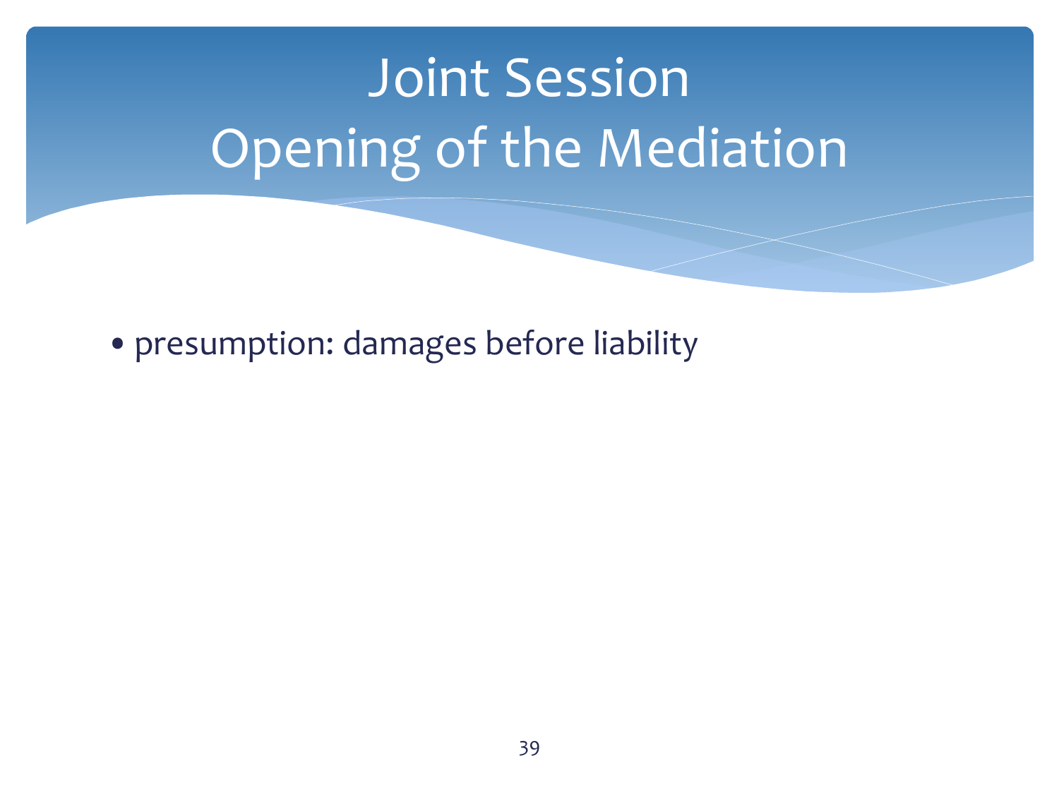# Joint Session
# Opening of the Mediation

- presumption: damages before liability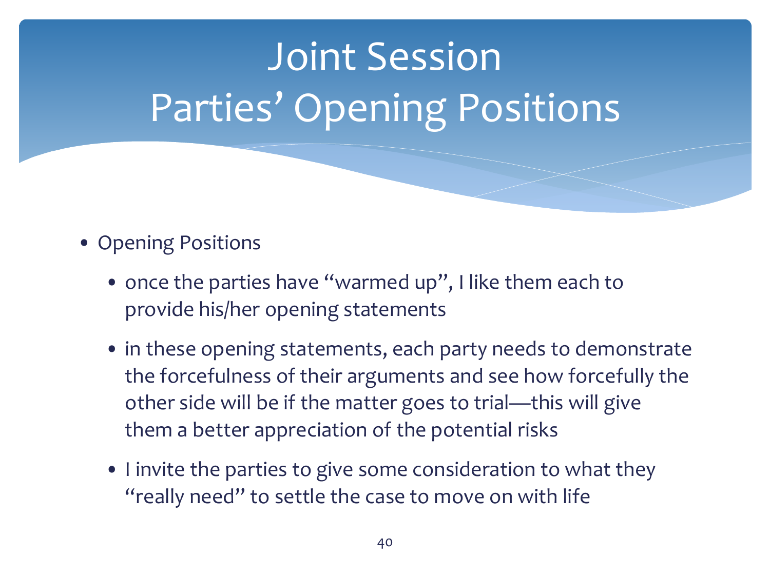# Joint Session
# Parties' Opening Positions

- Opening Positions
  - once the parties have "warmed up", I like them each to provide his/her opening statements
  - in these opening statements, each party needs to demonstrate the forcefulness of their arguments and see how forcefully the other side will be if the matter goes to trial—this will give them a better appreciation of the potential risks
  - I invite the parties to give some consideration to what they "really need" to settle the case to move on with life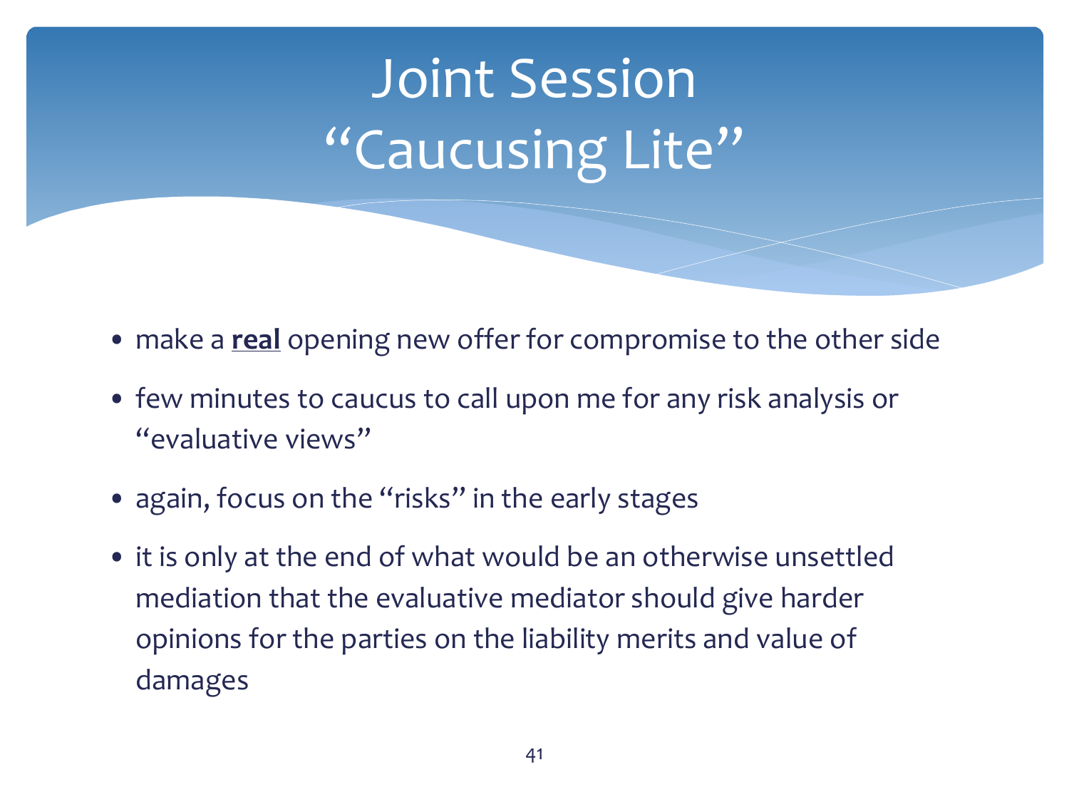# Joint Session “Caucusing Lite”

- make a **<u>real</u>** opening new offer for compromise to the other side
- few minutes to caucus to call upon me for any risk analysis or “evaluative views”
- again, focus on the “risks” in the early stages
- it is only at the end of what would be an otherwise unsettled mediation that the evaluative mediator should give harder opinions for the parties on the liability merits and value of damages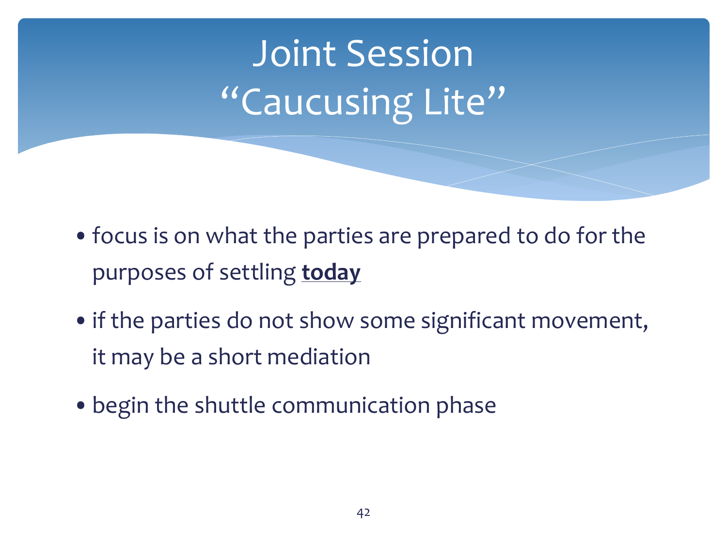# Joint Session
# "Caucusing Lite"

- focus is on what the parties are prepared to do for the purposes of settling **<u>today</u>**
- if the parties do not show some significant movement, it may be a short mediation
- begin the shuttle communication phase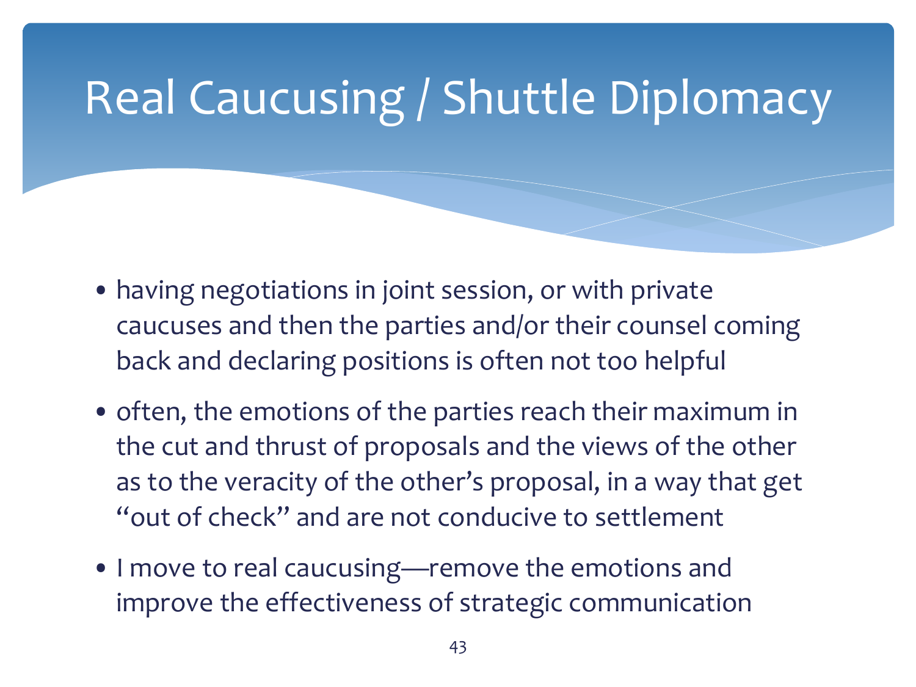# Real Caucusing / Shuttle Diplomacy

- having negotiations in joint session, or with private caucuses and then the parties and/or their counsel coming back and declaring positions is often not too helpful
- often, the emotions of the parties reach their maximum in the cut and thrust of proposals and the views of the other as to the veracity of the other's proposal, in a way that get "out of check" and are not conducive to settlement
- I move to real caucusing—remove the emotions and improve the effectiveness of strategic communication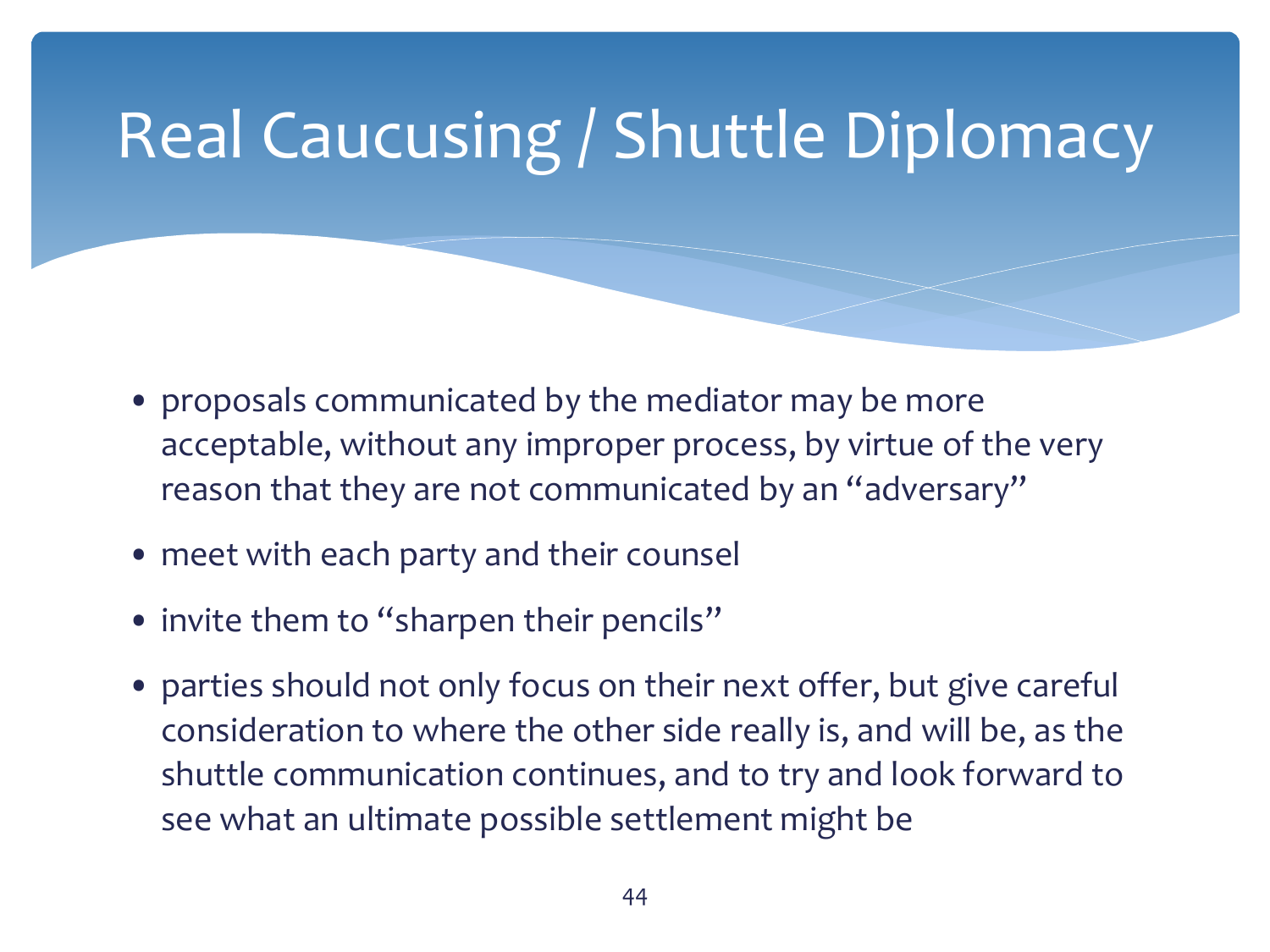# Real Caucusing / Shuttle Diplomacy

- proposals communicated by the mediator may be more acceptable, without any improper process, by virtue of the very reason that they are not communicated by an "adversary"
- meet with each party and their counsel
- invite them to "sharpen their pencils"
- parties should not only focus on their next offer, but give careful consideration to where the other side really is, and will be, as the shuttle communication continues, and to try and look forward to see what an ultimate possible settlement might be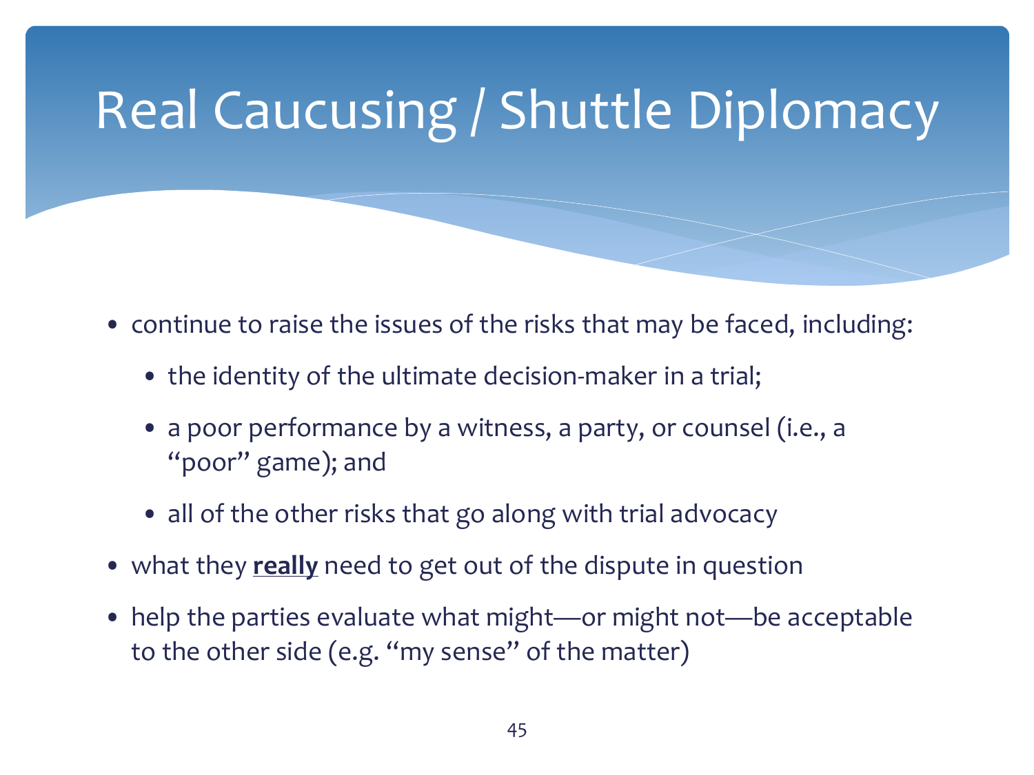# Real Caucusing / Shuttle Diplomacy

- continue to raise the issues of the risks that may be faced, including:
  - the identity of the ultimate decision-maker in a trial;
  - a poor performance by a witness, a party, or counsel (i.e., a "poor" game); and
  - all of the other risks that go along with trial advocacy
- what they **<u>really</u>** need to get out of the dispute in question
- help the parties evaluate what might—or might not—be acceptable to the other side (e.g. "my sense" of the matter)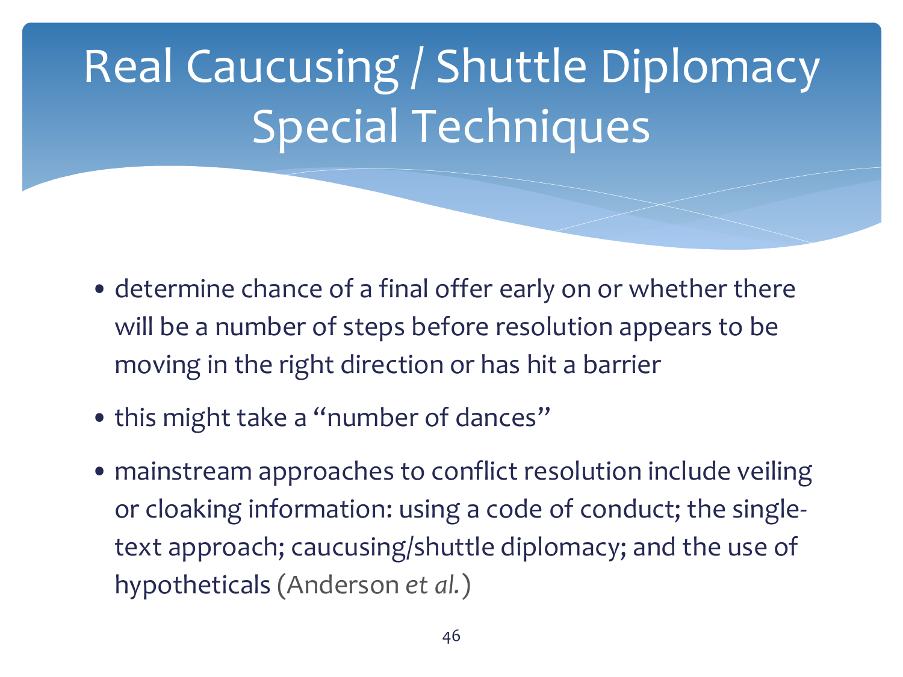# Real Caucusing / Shuttle Diplomacy Special Techniques

- determine chance of a final offer early on or whether there will be a number of steps before resolution appears to be moving in the right direction or has hit a barrier
- this might take a "number of dances"
- mainstream approaches to conflict resolution include veiling or cloaking information: using a code of conduct; the single-text approach; caucusing/shuttle diplomacy; and the use of hypotheticals (Anderson *et al.*)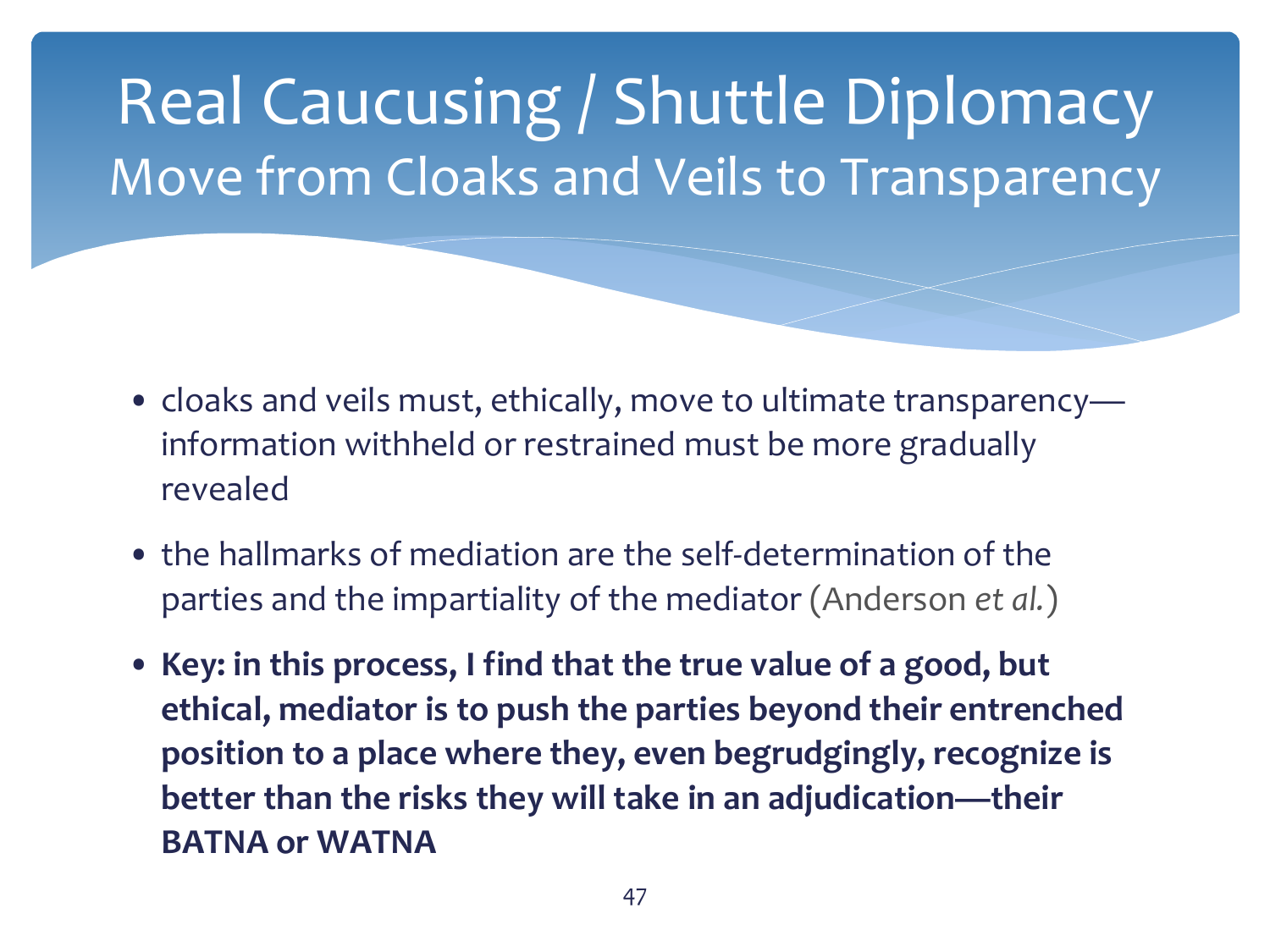# Real Caucusing / Shuttle Diplomacy

## Move from Cloaks and Veils to Transparency

- cloaks and veils must, ethically, move to ultimate transparency—information withheld or restrained must be more gradually revealed
- the hallmarks of mediation are the self-determination of the parties and the impartiality of the mediator (Anderson *et al.*)
- **Key: in this process, I find that the true value of a good, but ethical, mediator is to push the parties beyond their entrenched position to a place where they, even begrudgingly, recognize is better than the risks they will take in an adjudication—their BATNA or WATNA**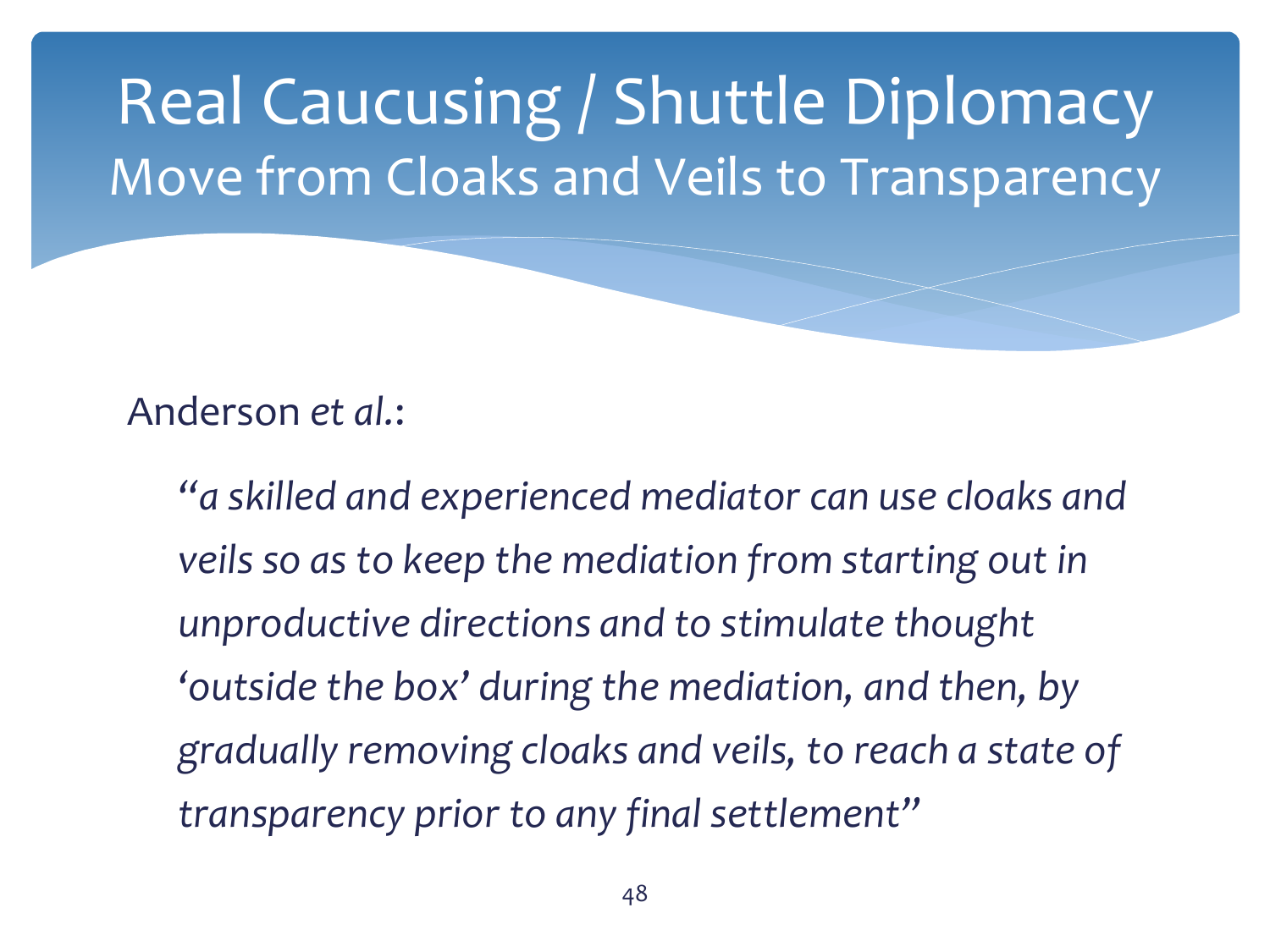# Real Caucusing / Shuttle Diplomacy

## Move from Cloaks and Veils to Transparency

Anderson *et al.*:

> *"a skilled and experienced mediator can use cloaks and veils so as to keep the mediation from starting out in unproductive directions and to stimulate thought 'outside the box' during the mediation, and then, by gradually removing cloaks and veils, to reach a state of transparency prior to any final settlement"*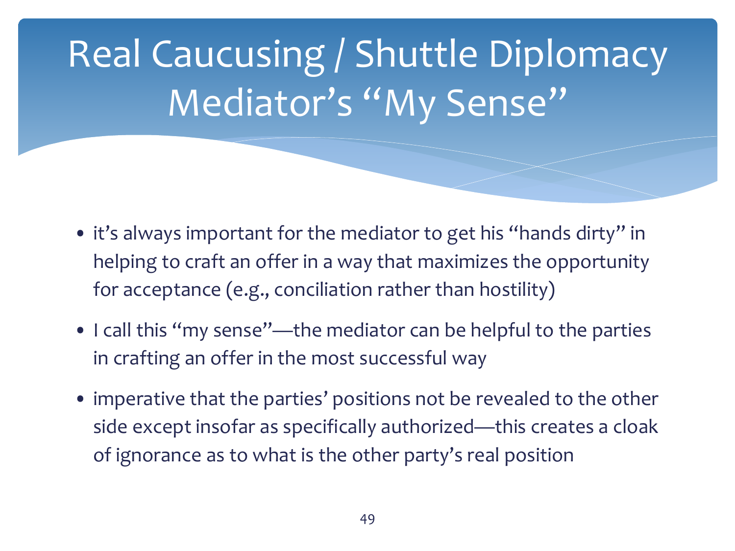# Real Caucusing / Shuttle Diplomacy Mediator's "My Sense"

- it's always important for the mediator to get his "hands dirty" in helping to craft an offer in a way that maximizes the opportunity for acceptance (e.g., conciliation rather than hostility)
- I call this "my sense"—the mediator can be helpful to the parties in crafting an offer in the most successful way
- imperative that the parties' positions not be revealed to the other side except insofar as specifically authorized—this creates a cloak of ignorance as to what is the other party's real position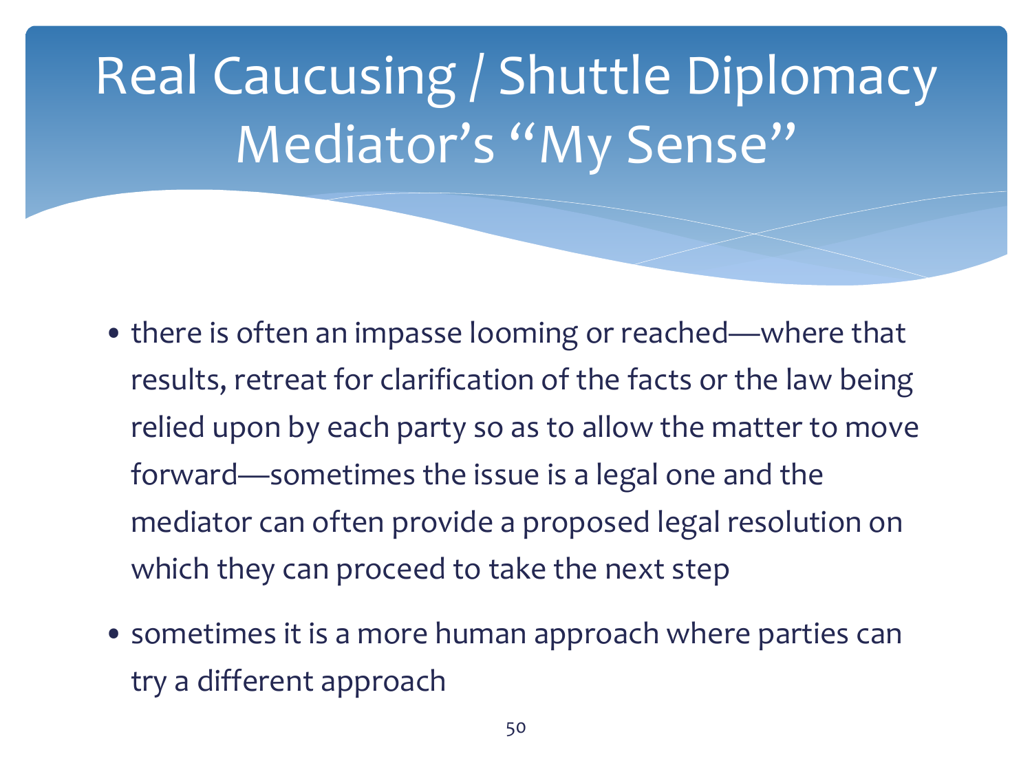# Real Caucusing / Shuttle Diplomacy Mediator's "My Sense"

- there is often an impasse looming or reached—where that results, retreat for clarification of the facts or the law being relied upon by each party so as to allow the matter to move forward—sometimes the issue is a legal one and the mediator can often provide a proposed legal resolution on which they can proceed to take the next step
- sometimes it is a more human approach where parties can try a different approach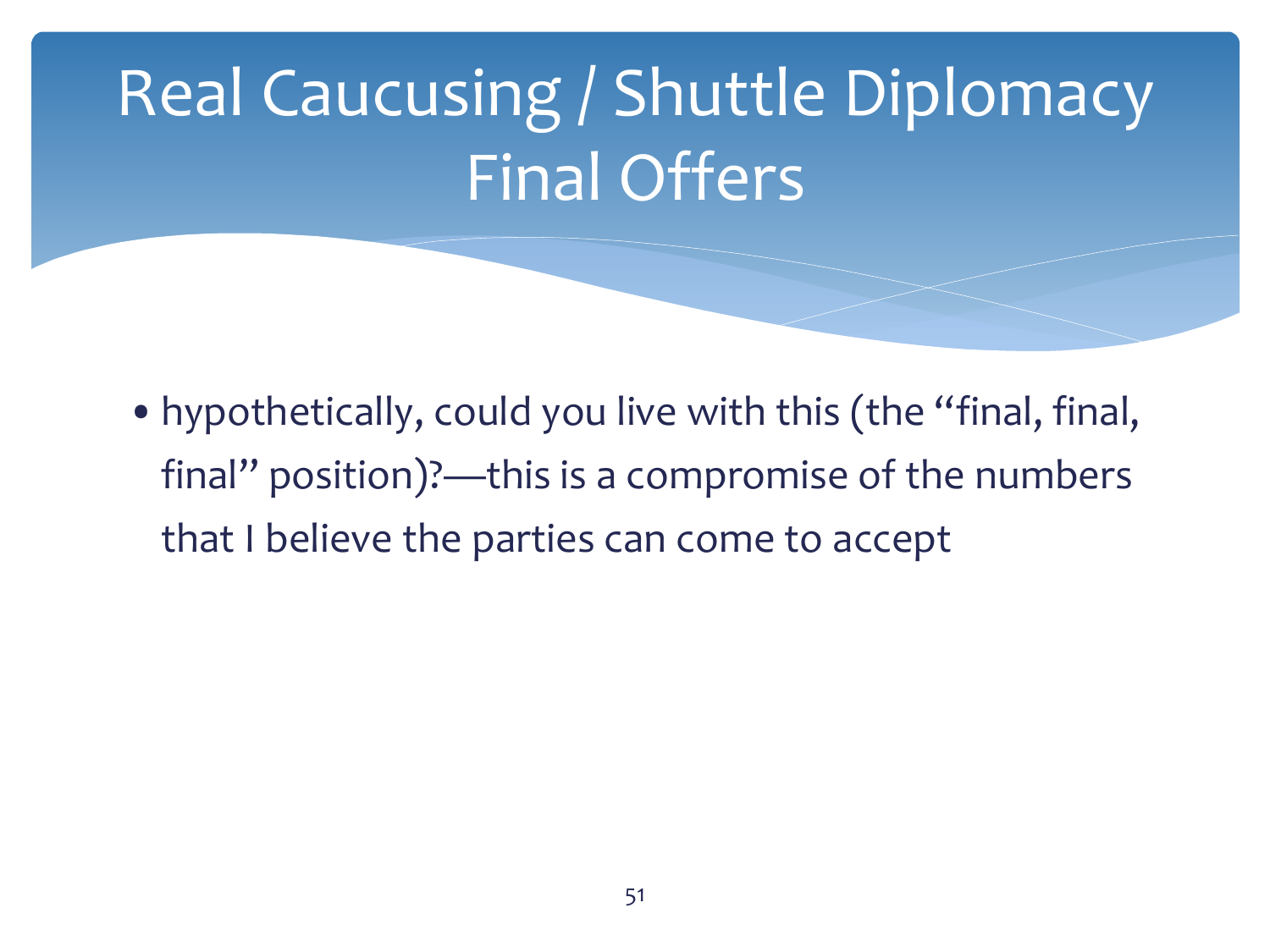# Real Caucusing / Shuttle Diplomacy Final Offers

- hypothetically, could you live with this (the "final, final, final" position)?—this is a compromise of the numbers that I believe the parties can come to accept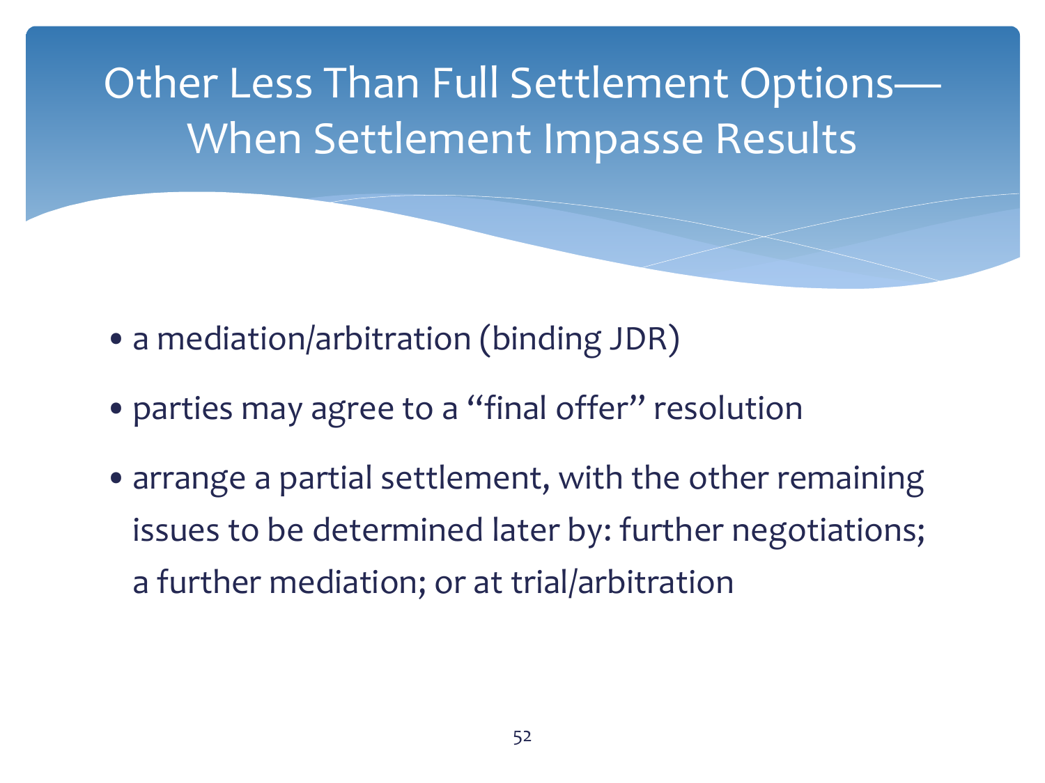# Other Less Than Full Settlement Options—When Settlement Impasse Results

- a mediation/arbitration (binding JDR)
- parties may agree to a "final offer" resolution
- arrange a partial settlement, with the other remaining issues to be determined later by: further negotiations; a further mediation; or at trial/arbitration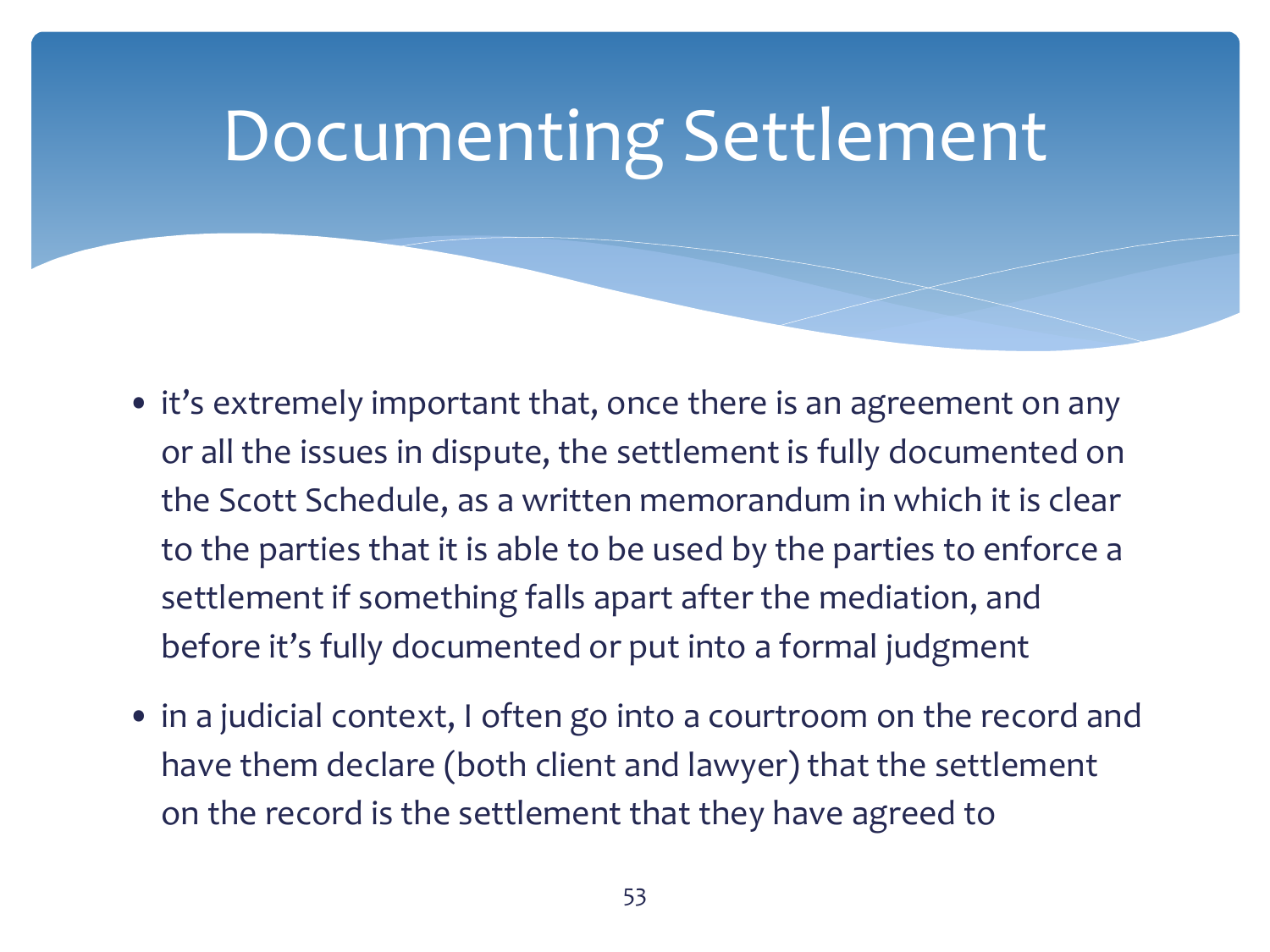# Documenting Settlement

- it's extremely important that, once there is an agreement on any or all the issues in dispute, the settlement is fully documented on the Scott Schedule, as a written memorandum in which it is clear to the parties that it is able to be used by the parties to enforce a settlement if something falls apart after the mediation, and before it's fully documented or put into a formal judgment
- in a judicial context, I often go into a courtroom on the record and have them declare (both client and lawyer) that the settlement on the record is the settlement that they have agreed to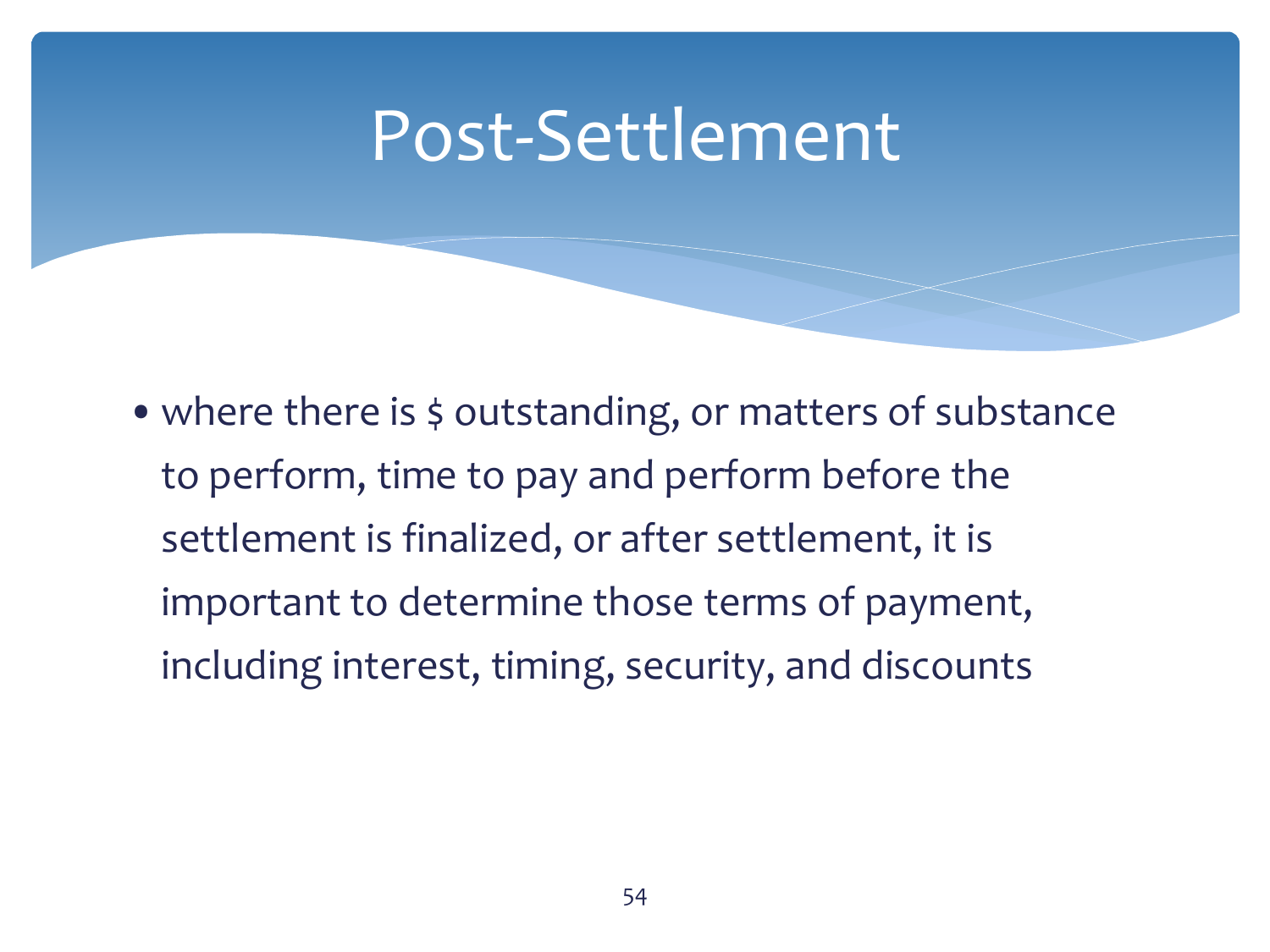# Post-Settlement

- where there is $ outstanding, or matters of substance to perform, time to pay and perform before the settlement is finalized, or after settlement, it is important to determine those terms of payment, including interest, timing, security, and discounts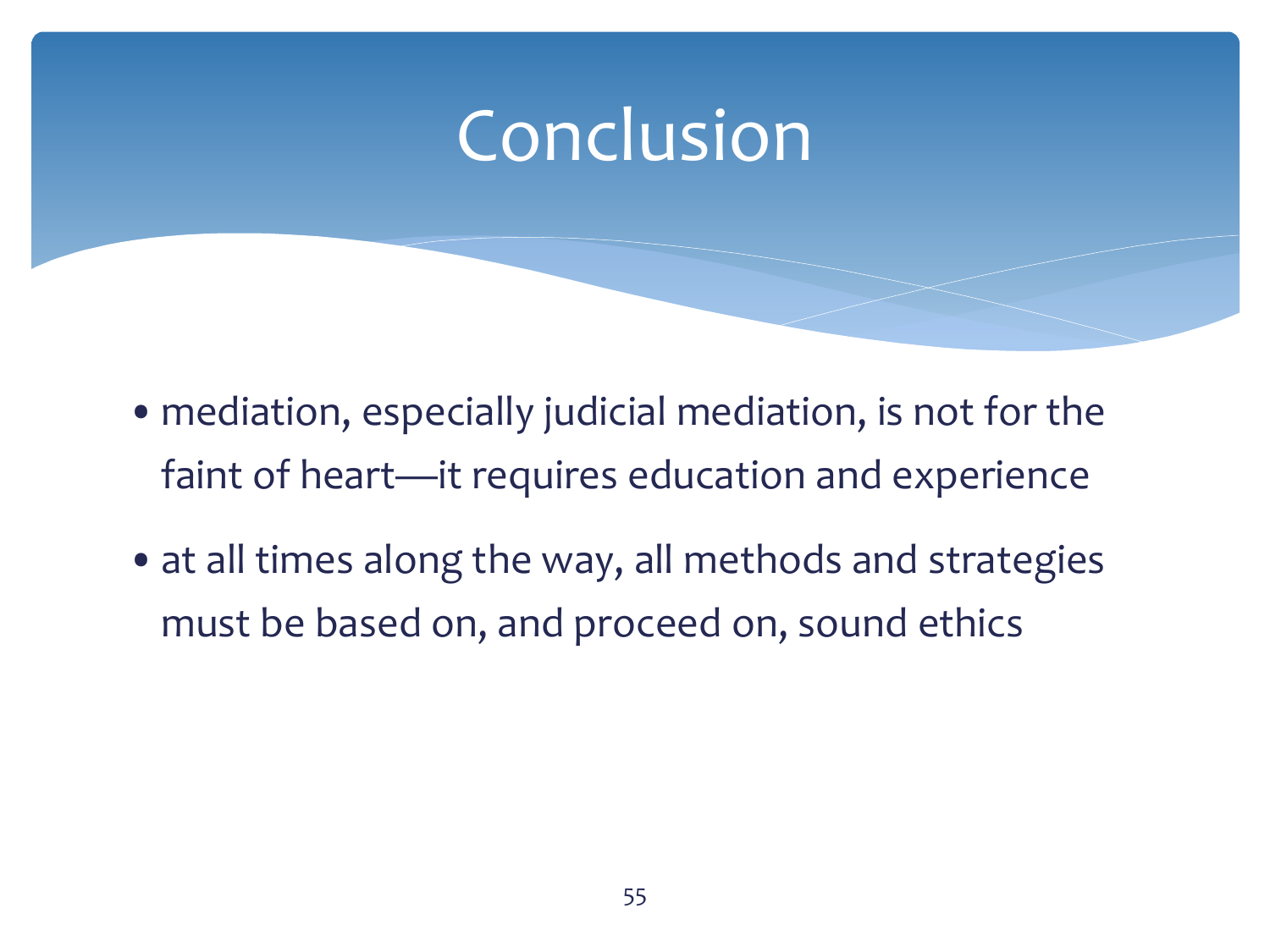# Conclusion

- mediation, especially judicial mediation, is not for the faint of heart—it requires education and experience
- at all times along the way, all methods and strategies must be based on, and proceed on, sound ethics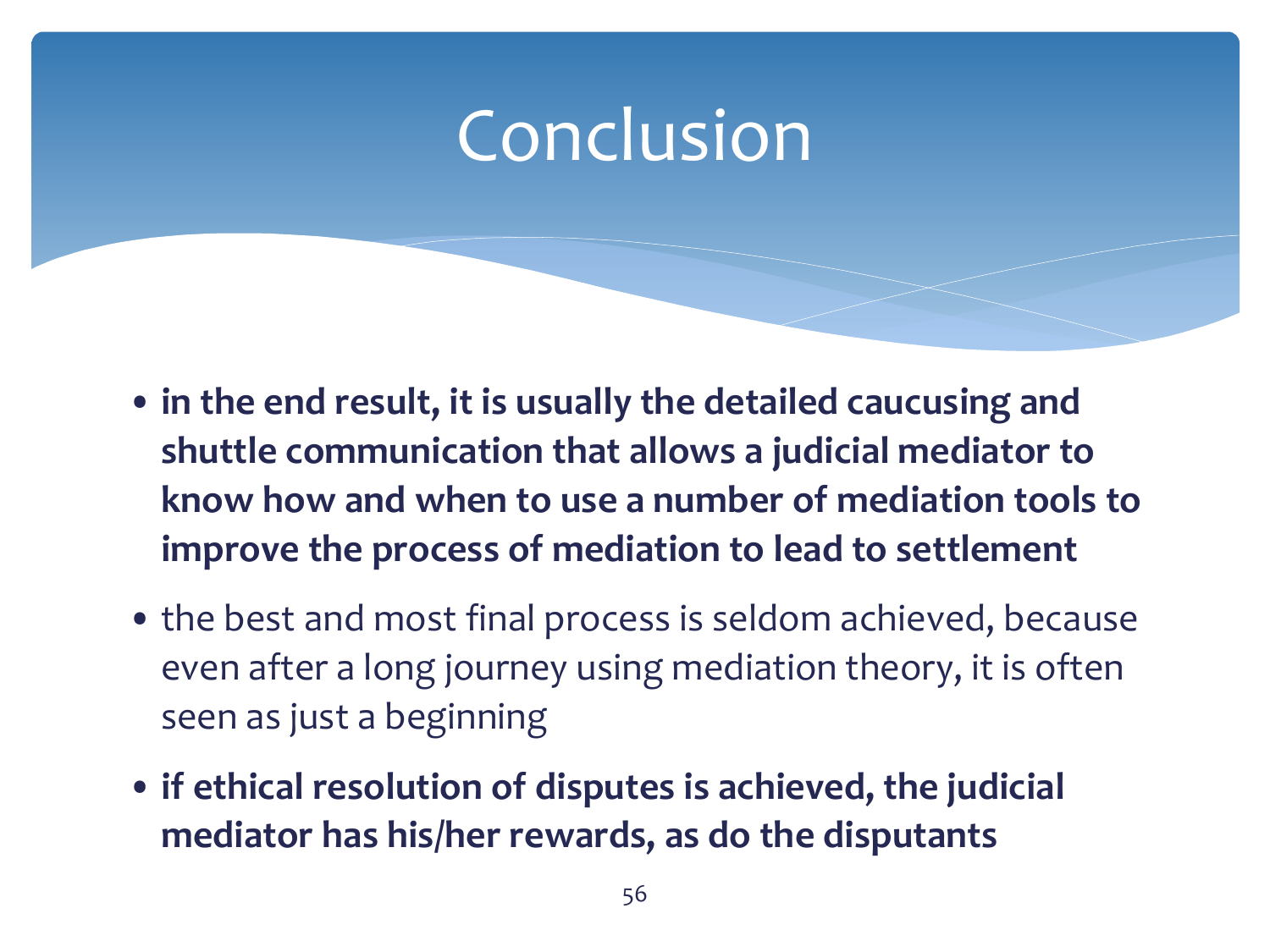# Conclusion

- **in the end result, it is usually the detailed caucusing and shuttle communication that allows a judicial mediator to know how and when to use a number of mediation tools to improve the process of mediation to lead to settlement**
- the best and most final process is seldom achieved, because even after a long journey using mediation theory, it is often seen as just a beginning
- **if ethical resolution of disputes is achieved, the judicial mediator has his/her rewards, as do the disputants**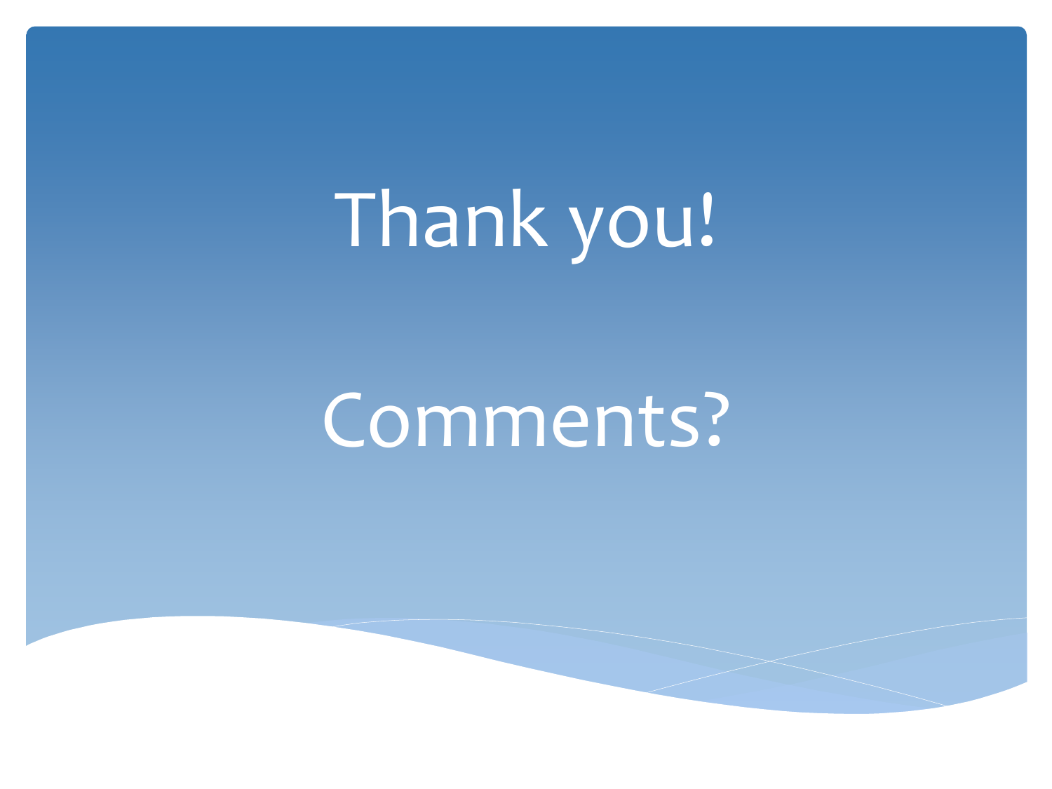# Thank you!

# Comments?